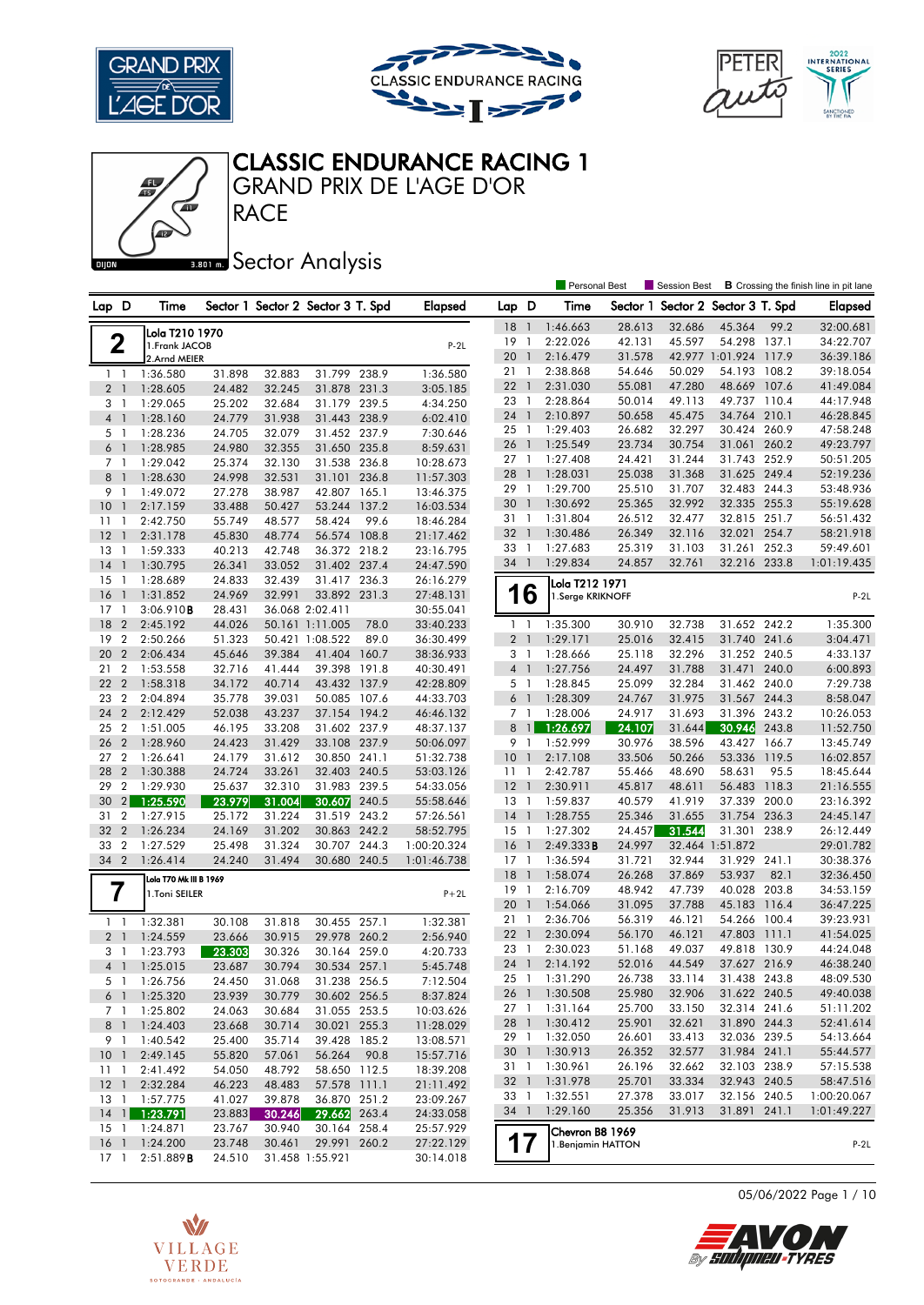# CLASSIC ENDURANCE RACING 1

## GRAND PRIX DE L'AGE D'OR

## RACE

### Sector Analysis

DIJON 3.801 m.

Personal Best | Session Best | **B** Crossing the finish line in pit lane

**2** — Lola T210 1970 — P-2L
1.Frank JACOB
2.Arnd MEIER

| Lap | D | Time | Sector 1 | Sector 2 | Sector 3 | T. Spd | Elapsed |
|---|---|---|---|---|---|---|---|
| 1 | 1 | 1:36.580 | 31.898 | 32.883 | 31.799 | 238.9 | 1:36.580 |
| 2 | 1 | 1:28.605 | 24.482 | 32.245 | 31.878 | 231.3 | 3:05.185 |
| 3 | 1 | 1:29.065 | 25.202 | 32.684 | 31.179 | 239.5 | 4:34.250 |
| 4 | 1 | 1:28.160 | 24.779 | 31.938 | 31.443 | 238.9 | 6:02.410 |
| 5 | 1 | 1:28.236 | 24.705 | 32.079 | 31.452 | 237.9 | 7:30.646 |
| 6 | 1 | 1:28.985 | 24.980 | 32.355 | 31.650 | 235.8 | 8:59.631 |
| 7 | 1 | 1:29.042 | 25.374 | 32.130 | 31.538 | 236.8 | 10:28.673 |
| 8 | 1 | 1:28.630 | 24.998 | 32.531 | 31.101 | 236.8 | 11:57.303 |
| 9 | 1 | 1:49.072 | 27.278 | 38.987 | 42.807 | 165.1 | 13:46.375 |
| 10 | 1 | 2:17.159 | 33.488 | 50.427 | 53.244 | 137.2 | 16:03.534 |
| 11 | 1 | 2:42.750 | 55.749 | 48.577 | 58.424 | 99.6 | 18:46.284 |
| 12 | 1 | 2:31.178 | 45.830 | 48.774 | 56.574 | 108.8 | 21:17.462 |
| 13 | 1 | 1:59.333 | 40.213 | 42.748 | 36.372 | 218.2 | 23:16.795 |
| 14 | 1 | 1:30.795 | 26.341 | 33.052 | 31.402 | 237.4 | 24:47.590 |
| 15 | 1 | 1:28.689 | 24.833 | 32.439 | 31.417 | 236.3 | 26:16.279 |
| 16 | 1 | 1:31.852 | 24.969 | 32.991 | 33.892 | 231.3 | 27:48.131 |
| 17 | 1 | 3:06.910**B** | 28.431 | 36.068 | 2:02.411 | | 30:55.041 |
| 18 | 2 | 2:45.192 | 44.026 | 50.161 | 1:11.005 | 78.0 | 33:40.233 |
| 19 | 2 | 2:50.266 | 51.323 | 50.421 | 1:08.522 | 89.0 | 36:30.499 |
| 20 | 2 | 2:06.434 | 45.646 | 39.398 | 41.404 | 160.7 | 38:36.933 |
| 21 | 2 | 1:53.558 | 32.716 | 41.444 | 39.398 | 191.8 | 40:30.491 |
| 22 | 2 | 1:58.318 | 34.172 | 40.714 | 43.432 | 137.9 | 42:28.809 |
| 23 | 2 | 2:04.894 | 35.778 | 39.031 | 50.085 | 107.6 | 44:33.703 |
| 24 | 2 | 2:12.429 | 52.038 | 43.237 | 37.154 | 194.2 | 46:46.132 |
| 25 | 2 | 1:51.005 | 46.195 | 33.208 | 31.602 | 237.9 | 48:37.137 |
| 26 | 2 | 1:28.960 | 24.423 | 31.429 | 33.108 | 237.9 | 50:06.097 |
| 27 | 2 | 1:26.641 | 24.179 | 31.612 | 30.850 | 241.1 | 51:32.738 |
| 28 | 2 | 1:30.388 | 24.724 | 33.261 | 32.403 | 240.5 | 53:03.126 |
| 29 | 2 | 1:29.930 | 25.637 | 32.310 | 31.983 | 239.5 | 54:33.056 |
| 30 | 2 | 1:25.590 | 23.979 | 31.004 | 30.607 | 240.5 | 55:58.646 |
| 31 | 2 | 1:27.915 | 25.172 | 31.224 | 31.519 | 243.2 | 57:26.561 |
| 32 | 2 | 1:26.234 | 24.169 | 31.202 | 30.863 | 242.2 | 58:52.795 |
| 33 | 2 | 1:27.529 | 25.498 | 31.324 | 30.707 | 244.3 | 1:00:20.324 |
| 34 | 2 | 1:26.414 | 24.240 | 31.494 | 30.680 | 240.5 | 1:01:46.738 |

**7** — Lola T70 Mk III B 1969 — P+2L
1.Toni SEILER

| Lap | D | Time | Sector 1 | Sector 2 | Sector 3 | T. Spd | Elapsed |
|---|---|---|---|---|---|---|---|
| 1 | 1 | 1:32.381 | 30.108 | 31.818 | 30.455 | 257.1 | 1:32.381 |
| 2 | 1 | 1:24.559 | 23.666 | 30.915 | 29.978 | 260.2 | 2:56.940 |
| 3 | 1 | 1:23.793 | 23.303 | 30.326 | 30.164 | 259.0 | 4:20.733 |
| 4 | 1 | 1:25.015 | 23.687 | 30.794 | 30.534 | 257.1 | 5:45.748 |
| 5 | 1 | 1:26.756 | 24.450 | 31.068 | 31.238 | 256.5 | 7:12.504 |
| 6 | 1 | 1:25.320 | 23.939 | 30.779 | 30.602 | 256.5 | 8:37.824 |
| 7 | 1 | 1:25.802 | 24.063 | 30.684 | 31.055 | 253.5 | 10:03.626 |
| 8 | 1 | 1:24.403 | 23.668 | 30.714 | 30.021 | 255.3 | 11:28.029 |
| 9 | 1 | 1:40.542 | 25.400 | 35.714 | 39.428 | 185.2 | 13:08.571 |
| 10 | 1 | 2:49.145 | 55.820 | 57.061 | 56.264 | 90.8 | 15:57.716 |
| 11 | 1 | 2:41.492 | 54.050 | 48.792 | 58.650 | 112.5 | 18:39.208 |
| 12 | 1 | 2:32.284 | 46.223 | 48.483 | 57.578 | 111.1 | 21:11.492 |
| 13 | 1 | 1:57.775 | 41.027 | 39.878 | 36.870 | 251.2 | 23:09.267 |
| 14 | 1 | 1:23.791 | 23.883 | 30.246 | 29.662 | 263.4 | 24:33.058 |
| 15 | 1 | 1:24.871 | 23.767 | 30.940 | 30.164 | 258.4 | 25:57.929 |
| 16 | 1 | 1:24.200 | 23.748 | 30.461 | 29.991 | 260.2 | 27:22.129 |
| 17 | 1 | 2:51.889**B** | 24.510 | 31.458 | 1:55.921 | | 30:14.018 |
| 18 | 1 | 1:46.663 | 28.613 | 32.686 | 45.364 | 99.2 | 32:00.681 |
| 19 | 1 | 2:22.026 | 42.131 | 45.597 | 54.298 | 137.1 | 34:22.707 |
| 20 | 1 | 2:16.479 | 31.578 | 42.977 | 1:01.924 | 117.9 | 36:39.186 |
| 21 | 1 | 2:38.868 | 55.081 | 54.646 | 50.029 | 108.2 | 39:18.054 |
| 22 | 1 | 2:31.030 | 55.081 | 47.280 | 48.669 | 107.6 | 41:49.084 |
| 23 | 1 | 2:28.864 | 50.014 | 49.113 | 49.737 | 110.4 | 44:17.948 |
| 24 | 1 | 2:10.897 | 50.658 | 45.475 | 34.764 | 210.1 | 46:28.845 |
| 25 | 1 | 1:29.403 | 26.682 | 32.297 | 30.424 | 260.9 | 47:58.248 |
| 26 | 1 | 1:25.549 | 23.734 | 30.754 | 31.061 | 260.2 | 49:23.797 |
| 27 | 1 | 1:27.408 | 24.421 | 31.244 | 31.743 | 252.9 | 50:51.205 |
| 28 | 1 | 1:28.031 | 25.038 | 31.368 | 31.625 | 249.4 | 52:19.236 |
| 29 | 1 | 1:29.700 | 25.510 | 31.707 | 32.483 | 244.3 | 53:48.936 |
| 30 | 1 | 1:30.692 | 25.365 | 32.992 | 32.335 | 255.3 | 55:19.628 |
| 31 | 1 | 1:31.804 | 26.512 | 32.477 | 32.815 | 251.7 | 56:51.432 |
| 32 | 1 | 1:30.486 | 26.349 | 32.116 | 32.021 | 254.7 | 58:21.918 |
| 33 | 1 | 1:27.683 | 25.319 | 31.103 | 31.261 | 252.3 | 59:49.601 |
| 34 | 1 | 1:29.834 | 24.857 | 32.761 | 32.216 | 233.8 | 1:01:19.435 |

**16** — Lola T212 1971 — P-2L
1.Serge KRIKNOFF

| Lap | D | Time | Sector 1 | Sector 2 | Sector 3 | T. Spd | Elapsed |
|---|---|---|---|---|---|---|---|
| 1 | 1 | 1:35.300 | 30.910 | 32.738 | 31.652 | 242.2 | 1:35.300 |
| 2 | 1 | 1:29.171 | 25.016 | 32.415 | 31.740 | 241.6 | 3:04.471 |
| 3 | 1 | 1:28.666 | 25.118 | 32.296 | 31.252 | 240.5 | 4:33.137 |
| 4 | 1 | 1:27.756 | 24.497 | 31.788 | 31.471 | 240.0 | 6:00.893 |
| 5 | 1 | 1:28.845 | 25.099 | 32.284 | 31.462 | 240.0 | 7:29.738 |
| 6 | 1 | 1:28.309 | 24.767 | 31.975 | 31.567 | 244.3 | 8:58.047 |
| 7 | 1 | 1:28.006 | 24.917 | 31.693 | 31.396 | 243.2 | 10:26.053 |
| 8 | 1 | 1:26.697 | 24.107 | 31.644 | 30.946 | 243.8 | 11:52.750 |
| 9 | 1 | 1:52.999 | 30.976 | 38.596 | 43.427 | 166.7 | 13:45.749 |
| 10 | 1 | 2:17.108 | 33.506 | 50.266 | 53.336 | 119.5 | 16:02.857 |
| 11 | 1 | 2:42.787 | 55.466 | 48.690 | 58.631 | 95.5 | 18:45.644 |
| 12 | 1 | 2:30.911 | 45.817 | 48.611 | 56.483 | 118.3 | 21:16.555 |
| 13 | 1 | 1:59.837 | 40.579 | 41.919 | 37.339 | 200.0 | 23:16.392 |
| 14 | 1 | 1:28.755 | 25.346 | 31.655 | 31.754 | 236.3 | 24:45.147 |
| 15 | 1 | 1:27.302 | 24.457 | 31.544 | 31.301 | 238.9 | 26:12.449 |
| 16 | 1 | 2:49.333**B** | 24.997 | 32.464 | 1:51.872 | | 29:01.782 |
| 17 | 1 | 1:36.594 | 31.721 | 32.944 | 31.929 | 241.1 | 30:38.376 |
| 18 | 1 | 1:58.074 | 26.268 | 37.869 | 53.937 | 82.1 | 32:36.450 |
| 19 | 1 | 2:16.709 | 48.942 | 47.739 | 40.028 | 203.8 | 34:53.159 |
| 20 | 1 | 1:54.066 | 31.095 | 37.788 | 45.183 | 116.4 | 36:47.225 |
| 21 | 1 | 2:36.706 | 56.319 | 46.121 | 54.266 | 100.4 | 39:23.931 |
| 22 | 1 | 2:30.094 | 56.170 | 46.121 | 47.803 | 111.1 | 41:54.025 |
| 23 | 1 | 2:30.023 | 51.168 | 49.037 | 49.818 | 130.9 | 44:24.048 |
| 24 | 1 | 2:14.192 | 52.016 | 44.549 | 37.627 | 216.9 | 46:38.240 |
| 25 | 1 | 1:31.290 | 26.738 | 33.114 | 31.438 | 243.8 | 48:09.530 |
| 26 | 1 | 1:30.508 | 25.980 | 32.906 | 31.622 | 240.5 | 49:40.038 |
| 27 | 1 | 1:31.164 | 25.700 | 33.150 | 32.314 | 241.6 | 51:11.202 |
| 28 | 1 | 1:30.412 | 25.901 | 32.621 | 31.890 | 244.3 | 52:41.614 |
| 29 | 1 | 1:32.050 | 26.601 | 33.413 | 32.036 | 239.5 | 54:13.664 |
| 30 | 1 | 1:30.913 | 26.352 | 32.577 | 31.984 | 241.1 | 55:44.577 |
| 31 | 1 | 1:30.961 | 26.196 | 32.662 | 32.103 | 238.9 | 57:15.538 |
| 32 | 1 | 1:31.978 | 25.701 | 33.334 | 32.943 | 240.5 | 58:47.516 |
| 33 | 1 | 1:32.551 | 27.378 | 33.017 | 32.156 | 240.5 | 1:00:20.067 |
| 34 | 1 | 1:29.160 | 25.356 | 31.913 | 31.891 | 241.1 | 1:01:49.227 |

**17** — Chevron B8 1969 — P-2L
1.Benjamin HATTON

05/06/2022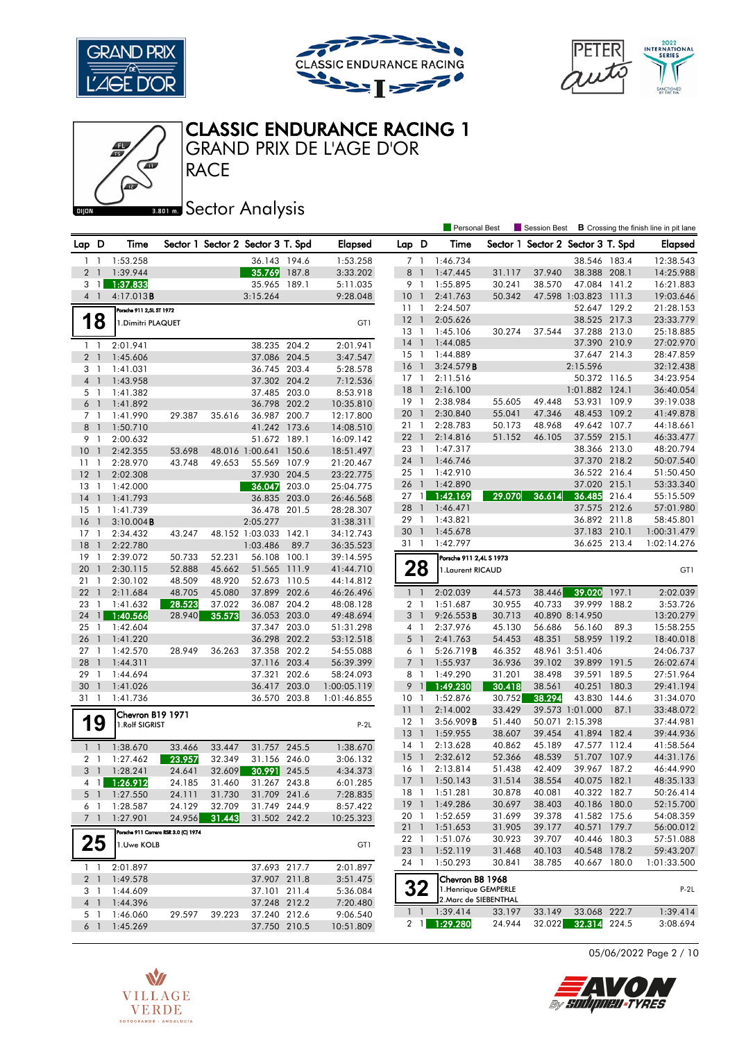# CLASSIC ENDURANCE RACING 1

## GRAND PRIX DE L'AGE D'OR

## RACE

### Sector Analysis

Personal Best | Session Best | **B** Crossing the finish line in pit lane

| Lap | D | Time | Sector 1 | Sector 2 | Sector 3 | T. Spd | Elapsed |
|---|---|---|---|---|---|---|---|
| 1 | 1 | 1:53.258 | | | 36.143 | 194.6 | 1:53.258 |
| 2 | 1 | 1:39.944 | | | 35.769 | 187.8 | 3:33.202 |
| 3 | 1 | 1:37.833 | | | 35.965 | 189.1 | 5:11.035 |
| 4 | 1 | 4:17.013**B** | | | 3:15.264 | | 9:28.048 |

**18** — Porsche 911 2,5L ST 1972 — 1.Dimitri PLAQUET — GT1

| Lap | D | Time | Sector 1 | Sector 2 | Sector 3 | T. Spd | Elapsed |
|---|---|---|---|---|---|---|---|
| 1 | 1 | 2:01.941 | | | 38.235 | 204.2 | 2:01.941 |
| 2 | 1 | 1:45.606 | | | 37.086 | 204.5 | 3:47.547 |
| 3 | 1 | 1:41.031 | | | 36.745 | 203.4 | 5:28.578 |
| 4 | 1 | 1:43.958 | | | 37.302 | 204.2 | 7:12.536 |
| 5 | 1 | 1:41.382 | | | 37.485 | 203.0 | 8:53.918 |
| 6 | 1 | 1:41.892 | | | 36.798 | 202.2 | 10:35.810 |
| 7 | 1 | 1:41.990 | 29.387 | 35.616 | 36.987 | 200.7 | 12:17.800 |
| 8 | 1 | 1:50.710 | | | 41.242 | 173.6 | 14:08.510 |
| 9 | 1 | 2:00.632 | | | 51.672 | 189.1 | 16:09.142 |
| 10 | 1 | 2:42.355 | 53.698 | 48.016 | 1:00.641 | 150.6 | 18:51.497 |
| 11 | 1 | 2:28.970 | 43.748 | 49.653 | 55.569 | 107.9 | 21:20.467 |
| 12 | 1 | 2:02.308 | | | 37.930 | 204.5 | 23:22.775 |
| 13 | 1 | 1:42.000 | | | 36.047 | 203.0 | 25:04.775 |
| 14 | 1 | 1:41.793 | | | 36.835 | 203.0 | 26:46.568 |
| 15 | 1 | 1:41.739 | | | 36.478 | 201.5 | 28:28.307 |
| 16 | 1 | 3:10.004**B** | | | 2:05.277 | | 31:38.311 |
| 17 | 1 | 2:34.432 | 43.247 | 48.152 | 1:03.033 | 142.1 | 34:12.743 |
| 18 | 1 | 2:22.780 | | | 1:03.486 | 89.7 | 36:35.523 |
| 19 | 1 | 2:39.072 | 50.733 | 52.231 | 56.108 | 100.1 | 39:14.595 |
| 20 | 1 | 2:30.115 | 52.888 | 45.662 | 51.565 | 111.9 | 41:44.710 |
| 21 | 1 | 2:30.102 | 48.509 | 48.920 | 52.673 | 110.5 | 44:14.812 |
| 22 | 1 | 2:11.684 | 48.705 | 45.080 | 37.899 | 202.6 | 46:26.496 |
| 23 | 1 | 1:41.632 | 28.523 | 37.022 | 36.087 | 204.2 | 48:08.128 |
| 24 | 1 | 1:40.566 | 28.940 | 35.573 | 36.053 | 203.0 | 49:48.694 |
| 25 | 1 | 1:42.604 | | | 37.347 | 203.0 | 51:31.298 |
| 26 | 1 | 1:41.220 | | | 36.298 | 202.2 | 53:12.518 |
| 27 | 1 | 1:42.570 | 28.949 | 36.263 | 37.358 | 202.2 | 54:55.088 |
| 28 | 1 | 1:44.311 | | | 37.116 | 203.4 | 56:39.399 |
| 29 | 1 | 1:44.694 | | | 37.321 | 202.6 | 58:24.093 |
| 30 | 1 | 1:41.026 | | | 36.417 | 203.0 | 1:00:05.119 |
| 31 | 1 | 1:41.736 | | | 36.570 | 203.8 | 1:01:46.855 |

**19** — Chevron B19 1971 — 1.Rolf SIGRIST — P-2L

| Lap | D | Time | Sector 1 | Sector 2 | Sector 3 | T. Spd | Elapsed |
|---|---|---|---|---|---|---|---|
| 1 | 1 | 1:38.670 | 33.466 | 33.447 | 31.757 | 245.5 | 1:38.670 |
| 2 | 1 | 1:27.462 | 23.957 | 32.349 | 31.156 | 246.0 | 3:06.132 |
| 3 | 1 | 1:28.241 | 24.641 | 32.609 | 30.991 | 245.5 | 4:34.373 |
| 4 | 1 | 1:26.912 | 24.185 | 31.460 | 31.267 | 243.8 | 6:01.285 |
| 5 | 1 | 1:27.550 | 24.111 | 31.730 | 31.709 | 241.6 | 7:28.835 |
| 6 | 1 | 1:28.587 | 24.129 | 32.709 | 31.749 | 244.9 | 8:57.422 |
| 7 | 1 | 1:27.901 | 24.956 | 31.443 | 31.502 | 242.2 | 10:25.323 |

**25** — Porsche 911 Carrera RSR 3.0 (C) 1974 — 1.Uwe KOLB — GT1

| Lap | D | Time | Sector 1 | Sector 2 | Sector 3 | T. Spd | Elapsed |
|---|---|---|---|---|---|---|---|
| 1 | 1 | 2:01.897 | | | 37.693 | 217.7 | 2:01.897 |
| 2 | 1 | 1:49.578 | | | 37.907 | 211.8 | 3:51.475 |
| 3 | 1 | 1:44.609 | | | 37.101 | 211.4 | 5:36.084 |
| 4 | 1 | 1:44.396 | | | 37.248 | 212.2 | 7:20.480 |
| 5 | 1 | 1:46.060 | 29.597 | 39.223 | 37.240 | 212.6 | 9:06.540 |
| 6 | 1 | 1:45.269 | | | 37.750 | 210.5 | 10:51.809 |
| 7 | 1 | 1:46.734 | | | 38.546 | 183.4 | 12:38.543 |
| 8 | 1 | 1:47.445 | 31.117 | 37.940 | 38.388 | 208.1 | 14:25.988 |
| 9 | 1 | 1:55.895 | 30.241 | 38.570 | 47.084 | 141.2 | 16:21.883 |
| 10 | 1 | 2:41.763 | 50.342 | 47.598 | 1:03.823 | 111.3 | 19:03.646 |
| 11 | 1 | 2:24.507 | | | 52.647 | 129.2 | 21:28.153 |
| 12 | 1 | 2:05.626 | | | 38.525 | 217.3 | 23:33.779 |
| 13 | 1 | 1:45.106 | 30.274 | 37.544 | 37.288 | 213.0 | 25:18.885 |
| 14 | 1 | 1:44.085 | | | 37.390 | 210.9 | 27:02.970 |
| 15 | 1 | 1:44.889 | | | 37.647 | 214.3 | 28:47.859 |
| 16 | 1 | 3:24.579**B** | | | 2:15.596 | | 32:12.438 |
| 17 | 1 | 2:11.516 | | | 50.372 | 116.5 | 34:23.954 |
| 18 | 1 | 2:16.100 | | | 1:01.882 | 124.1 | 36:40.054 |
| 19 | 1 | 2:38.984 | 55.605 | 49.448 | 53.931 | 109.9 | 39:19.038 |
| 20 | 1 | 2:30.840 | 55.041 | 47.346 | 48.453 | 109.2 | 41:49.878 |
| 21 | 1 | 2:28.783 | 50.173 | 48.968 | 49.642 | 107.7 | 44:18.661 |
| 22 | 1 | 2:14.816 | 51.152 | 46.105 | 37.559 | 215.1 | 46:33.477 |
| 23 | 1 | 1:47.317 | | | 38.366 | 213.0 | 48:20.794 |
| 24 | 1 | 1:46.746 | | | 37.370 | 218.2 | 50:07.540 |
| 25 | 1 | 1:42.910 | | | 36.522 | 216.4 | 51:50.450 |
| 26 | 1 | 1:42.890 | | | 37.020 | 215.1 | 53:33.340 |
| 27 | 1 | 1:42.169 | 29.070 | 36.614 | 36.485 | 216.4 | 55:15.509 |
| 28 | 1 | 1:46.471 | | | 37.575 | 212.6 | 57:01.980 |
| 29 | 1 | 1:43.821 | | | 36.892 | 211.8 | 58:45.801 |
| 30 | 1 | 1:45.678 | | | 37.183 | 210.1 | 1:00:31.479 |
| 31 | 1 | 1:42.797 | | | 36.625 | 213.4 | 1:02:14.276 |

**28** — Porsche 911 2,4L S 1973 — 1.Laurent RICAUD — GT1

| Lap | D | Time | Sector 1 | Sector 2 | Sector 3 | T. Spd | Elapsed |
|---|---|---|---|---|---|---|---|
| 1 | 1 | 2:02.039 | 44.573 | 38.446 | 39.020 | 197.1 | 2:02.039 |
| 2 | 1 | 1:51.687 | 30.955 | 40.733 | 39.999 | 188.2 | 3:53.726 |
| 3 | 1 | 9:26.553**B** | 30.713 | 40.890 | 8:14.950 | | 13:20.279 |
| 4 | 1 | 2:37.976 | 45.130 | 56.686 | 56.160 | 89.3 | 15:58.255 |
| 5 | 1 | 2:41.763 | 54.453 | 48.351 | 58.959 | 119.2 | 18:40.018 |
| 6 | 1 | 5:26.719**B** | 46.352 | 48.961 | 3:51.406 | | 24:06.737 |
| 7 | 1 | 1:55.937 | 36.936 | 39.102 | 39.899 | 191.5 | 26:02.674 |
| 8 | 1 | 1:49.290 | 31.201 | 38.498 | 39.591 | 189.5 | 27:51.964 |
| 9 | 1 | 1:49.230 | 30.418 | 38.561 | 40.251 | 180.3 | 29:41.194 |
| 10 | 1 | 1:52.876 | 30.752 | 38.294 | 43.830 | 144.6 | 31:34.070 |
| 11 | 1 | 2:14.002 | 33.429 | 39.573 | 1:01.000 | 87.1 | 33:48.072 |
| 12 | 1 | 3:56.909**B** | 51.440 | 50.071 | 2:15.398 | | 37:44.981 |
| 13 | 1 | 1:59.955 | 38.607 | 39.454 | 41.894 | 182.4 | 39:44.936 |
| 14 | 1 | 2:13.628 | 40.862 | 45.189 | 47.577 | 112.4 | 41:58.564 |
| 15 | 1 | 2:32.612 | 52.366 | 48.539 | 51.707 | 107.9 | 44:31.176 |
| 16 | 1 | 2:13.814 | 51.438 | 42.409 | 39.967 | 187.2 | 46:44.990 |
| 17 | 1 | 1:50.143 | 31.514 | 38.554 | 40.075 | 182.1 | 48:35.133 |
| 18 | 1 | 1:51.281 | 30.878 | 40.081 | 40.322 | 182.7 | 50:26.414 |
| 19 | 1 | 1:49.286 | 30.697 | 38.403 | 40.186 | 180.0 | 52:15.700 |
| 20 | 1 | 1:52.659 | 31.699 | 39.378 | 41.582 | 175.6 | 54:08.359 |
| 21 | 1 | 1:51.653 | 31.905 | 39.177 | 40.571 | 179.7 | 56:00.012 |
| 22 | 1 | 1:51.076 | 30.923 | 39.707 | 40.446 | 180.3 | 57:51.088 |
| 23 | 1 | 1:52.119 | 31.468 | 40.103 | 40.548 | 178.2 | 59:43.207 |
| 24 | 1 | 1:50.293 | 30.841 | 38.785 | 40.667 | 180.0 | 1:01:33.500 |

**32** — Chevron B8 1968 — 1.Henrique GEMPERLE, 2.Marc de SIEBENTHAL — P-2L

| Lap | D | Time | Sector 1 | Sector 2 | Sector 3 | T. Spd | Elapsed |
|---|---|---|---|---|---|---|---|
| 1 | 1 | 1:39.414 | 33.197 | 33.149 | 33.068 | 222.7 | 1:39.414 |
| 2 | 1 | 1:29.280 | 24.944 | 32.022 | 32.314 | 224.5 | 3:08.694 |

05/06/2022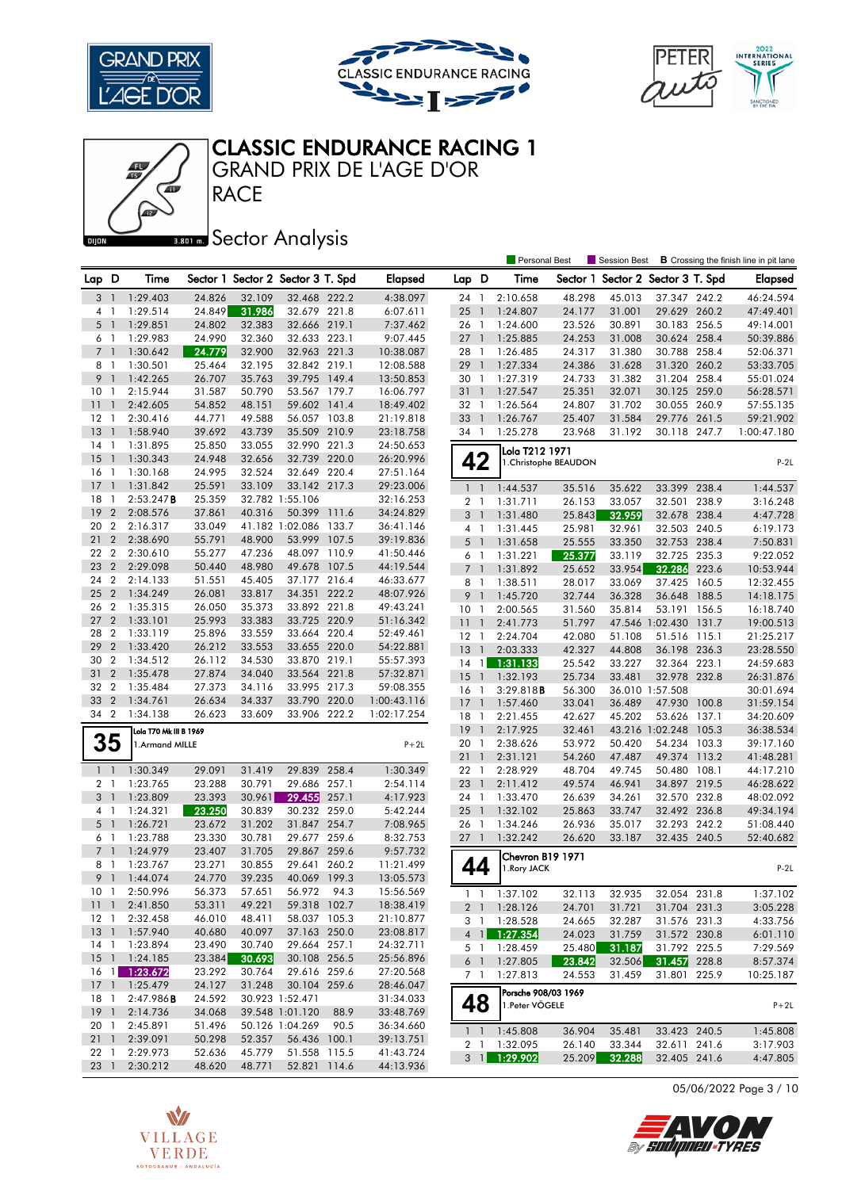# CLASSIC ENDURANCE RACING 1

## GRAND PRIX DE L'AGE D'OR

## RACE

## Sector Analysis

DIJON 3.801 m.

Personal Best | Session Best | **B** Crossing the finish line in pit lane

| Lap | D | Time | Sector 1 | Sector 2 | Sector 3 | T. Spd | Elapsed |
|---|---|---|---|---|---|---|---|
| 3 | 1 | 1:29.403 | 24.826 | 32.109 | 32.468 | 222.2 | 4:38.097 |
| 4 | 1 | 1:29.514 | 24.849 | 31.986 | 32.679 | 221.8 | 6:07.611 |
| 5 | 1 | 1:29.851 | 24.802 | 32.383 | 32.666 | 219.1 | 7:37.462 |
| 6 | 1 | 1:29.983 | 24.990 | 32.360 | 32.633 | 223.1 | 9:07.445 |
| 7 | 1 | 1:30.642 | 24.779 | 32.900 | 32.963 | 221.3 | 10:38.087 |
| 8 | 1 | 1:30.501 | 25.464 | 32.195 | 32.842 | 219.1 | 12:08.588 |
| 9 | 1 | 1:42.265 | 26.707 | 35.763 | 39.795 | 149.4 | 13:50.853 |
| 10 | 1 | 2:15.944 | 31.587 | 50.790 | 53.567 | 179.7 | 16:06.797 |
| 11 | 1 | 2:42.605 | 54.852 | 48.151 | 59.602 | 141.4 | 18:49.402 |
| 12 | 1 | 2:30.416 | 44.771 | 49.588 | 56.057 | 103.8 | 21:19.818 |
| 13 | 1 | 1:58.940 | 39.692 | 43.739 | 35.509 | 210.9 | 23:18.758 |
| 14 | 1 | 1:31.895 | 25.850 | 33.055 | 32.990 | 221.3 | 24:50.653 |
| 15 | 1 | 1:30.343 | 24.948 | 32.656 | 32.739 | 220.0 | 26:20.996 |
| 16 | 1 | 1:30.168 | 24.995 | 32.524 | 32.649 | 220.4 | 27:51.164 |
| 17 | 1 | 1:31.842 | 25.591 | 33.109 | 33.142 | 217.3 | 29:23.006 |
| 18 | 1 | 2:53.247 **B** | 25.359 | 32.782 | 1:55.106 | | 32:16.253 |
| 19 | 2 | 2:08.576 | 37.861 | 40.316 | 50.399 | 111.6 | 34:24.829 |
| 20 | 2 | 2:16.317 | 33.049 | 41.182 | 1:02.086 | 133.7 | 36:41.146 |
| 21 | 2 | 2:38.690 | 55.791 | 48.900 | 53.999 | 107.5 | 39:19.836 |
| 22 | 2 | 2:30.610 | 55.277 | 47.236 | 48.097 | 110.9 | 41:50.446 |
| 23 | 2 | 2:29.098 | 50.440 | 48.980 | 49.678 | 107.5 | 44:19.544 |
| 24 | 2 | 2:14.133 | 51.551 | 45.405 | 37.177 | 216.4 | 46:33.677 |
| 25 | 2 | 1:34.249 | 26.081 | 33.817 | 34.351 | 222.2 | 48:07.926 |
| 26 | 2 | 1:35.315 | 26.050 | 35.373 | 33.892 | 221.8 | 49:43.241 |
| 27 | 2 | 1:33.101 | 25.993 | 33.383 | 33.725 | 220.9 | 51:16.342 |
| 28 | 2 | 1:33.119 | 25.896 | 33.559 | 33.664 | 220.4 | 52:49.461 |
| 29 | 2 | 1:33.420 | 26.212 | 33.553 | 33.655 | 220.0 | 54:22.881 |
| 30 | 2 | 1:34.512 | 26.112 | 34.530 | 33.870 | 219.1 | 55:57.393 |
| 31 | 2 | 1:35.478 | 27.874 | 34.040 | 33.564 | 221.8 | 57:32.871 |
| 32 | 2 | 1:35.484 | 27.373 | 34.116 | 33.995 | 217.3 | 59:08.355 |
| 33 | 2 | 1:34.761 | 26.634 | 34.337 | 33.790 | 220.0 | 1:00:43.116 |
| 34 | 2 | 1:34.138 | 26.623 | 33.609 | 33.906 | 222.2 | 1:02:17.254 |

### 35 — Lola T70 Mk III B 1969 — 1.Armand MILLE — P+2L

| Lap | D | Time | Sector 1 | Sector 2 | Sector 3 | T. Spd | Elapsed |
|---|---|---|---|---|---|---|---|
| 1 | 1 | 1:30.349 | 29.091 | 31.419 | 29.839 | 258.4 | 1:30.349 |
| 2 | 1 | 1:23.765 | 23.288 | 30.791 | 29.686 | 257.1 | 2:54.114 |
| 3 | 1 | 1:23.809 | 23.393 | 30.961 | 29.455 | 257.1 | 4:17.923 |
| 4 | 1 | 1:24.321 | 23.250 | 30.839 | 30.232 | 259.0 | 5:42.244 |
| 5 | 1 | 1:26.721 | 23.672 | 31.202 | 31.847 | 254.7 | 7:08.965 |
| 6 | 1 | 1:23.788 | 23.330 | 30.781 | 29.677 | 259.6 | 8:32.753 |
| 7 | 1 | 1:24.979 | 23.407 | 31.705 | 29.867 | 259.6 | 9:57.732 |
| 8 | 1 | 1:23.767 | 23.271 | 30.855 | 29.641 | 260.2 | 11:21.499 |
| 9 | 1 | 1:44.074 | 24.770 | 39.235 | 40.069 | 199.3 | 13:05.573 |
| 10 | 1 | 2:50.996 | 56.373 | 57.651 | 56.972 | 94.3 | 15:56.569 |
| 11 | 1 | 2:41.850 | 53.311 | 49.221 | 59.318 | 102.7 | 18:38.419 |
| 12 | 1 | 2:32.458 | 46.010 | 48.411 | 58.037 | 105.3 | 21:10.877 |
| 13 | 1 | 1:57.940 | 40.680 | 40.097 | 37.163 | 250.0 | 23:08.817 |
| 14 | 1 | 1:23.894 | 23.490 | 30.740 | 29.664 | 257.1 | 24:32.711 |
| 15 | 1 | 1:24.185 | 23.384 | 30.693 | 30.108 | 256.5 | 25:56.896 |
| 16 | 1 | 1:23.672 | 23.292 | 30.764 | 29.616 | 259.6 | 27:20.568 |
| 17 | 1 | 1:25.479 | 24.127 | 31.248 | 30.104 | 259.6 | 28:46.047 |
| 18 | 1 | 2:47.986 **B** | 24.592 | 30.923 | 1:52.471 | | 31:34.033 |
| 19 | 1 | 2:14.736 | 34.068 | 39.548 | 1:01.120 | 88.9 | 33:48.769 |
| 20 | 1 | 2:45.891 | 51.496 | 50.126 | 1:04.269 | 90.5 | 36:34.660 |
| 21 | 1 | 2:39.091 | 50.298 | 52.357 | 56.436 | 100.1 | 39:13.751 |
| 22 | 1 | 2:29.973 | 52.636 | 45.779 | 51.558 | 115.5 | 41:43.724 |
| 23 | 1 | 2:30.212 | 48.620 | 48.771 | 52.821 | 114.6 | 44:13.936 |
| 24 | 1 | 2:10.658 | 48.298 | 45.013 | 37.347 | 242.2 | 46:24.594 |
| 25 | 1 | 1:24.807 | 24.177 | 31.001 | 29.629 | 260.2 | 47:49.401 |
| 26 | 1 | 1:24.600 | 23.526 | 30.891 | 30.183 | 256.5 | 49:14.001 |
| 27 | 1 | 1:25.885 | 24.253 | 31.008 | 30.624 | 258.4 | 50:39.886 |
| 28 | 1 | 1:26.485 | 24.317 | 31.380 | 30.788 | 258.4 | 52:06.371 |
| 29 | 1 | 1:27.334 | 24.386 | 31.628 | 31.320 | 260.2 | 53:33.705 |
| 30 | 1 | 1:27.319 | 24.733 | 31.382 | 31.204 | 258.4 | 55:01.024 |
| 31 | 1 | 1:27.547 | 25.351 | 32.071 | 30.125 | 259.0 | 56:28.571 |
| 32 | 1 | 1:26.564 | 24.807 | 31.702 | 30.055 | 260.9 | 57:55.135 |
| 33 | 1 | 1:26.767 | 25.407 | 31.584 | 29.776 | 261.5 | 59:21.902 |
| 34 | 1 | 1:25.278 | 23.968 | 31.192 | 30.118 | 247.7 | 1:00:47.180 |

### 42 — Lola T212 1971 — 1.Christophe BEAUDON — P-2L

| Lap | D | Time | Sector 1 | Sector 2 | Sector 3 | T. Spd | Elapsed |
|---|---|---|---|---|---|---|---|
| 1 | 1 | 1:44.537 | 35.516 | 35.622 | 33.399 | 238.4 | 1:44.537 |
| 2 | 1 | 1:31.711 | 26.153 | 33.057 | 32.501 | 238.9 | 3:16.248 |
| 3 | 1 | 1:31.480 | 25.843 | 32.959 | 32.678 | 238.4 | 4:47.728 |
| 4 | 1 | 1:31.445 | 25.981 | 32.961 | 32.503 | 240.5 | 6:19.173 |
| 5 | 1 | 1:31.658 | 25.555 | 33.350 | 32.753 | 238.4 | 7:50.831 |
| 6 | 1 | 1:31.221 | 25.377 | 33.119 | 32.725 | 235.3 | 9:22.052 |
| 7 | 1 | 1:31.892 | 25.652 | 33.954 | 32.286 | 223.6 | 10:53.944 |
| 8 | 1 | 1:38.511 | 28.017 | 33.069 | 37.425 | 160.5 | 12:32.455 |
| 9 | 1 | 1:45.720 | 32.744 | 36.328 | 36.648 | 188.5 | 14:18.175 |
| 10 | 1 | 2:00.565 | 31.560 | 35.814 | 53.191 | 156.5 | 16:18.740 |
| 11 | 1 | 2:41.773 | 51.797 | 47.546 | 1:02.430 | 131.7 | 19:00.513 |
| 12 | 1 | 2:24.704 | 42.080 | 51.108 | 51.516 | 115.1 | 21:25.217 |
| 13 | 1 | 2:03.333 | 42.327 | 44.808 | 36.198 | 236.3 | 23:28.550 |
| 14 | 1 | 1:31.133 | 25.542 | 33.227 | 32.364 | 223.1 | 24:59.683 |
| 15 | 1 | 1:32.193 | 25.734 | 33.481 | 32.978 | 232.8 | 26:31.876 |
| 16 | 1 | 3:29.818 **B** | 56.300 | 36.010 | 1:57.508 | | 30:01.694 |
| 17 | 1 | 1:57.460 | 33.041 | 36.489 | 47.930 | 100.8 | 31:59.154 |
| 18 | 1 | 2:21.455 | 42.627 | 45.202 | 53.626 | 137.1 | 34:20.609 |
| 19 | 1 | 2:17.925 | 32.461 | 43.216 | 1:02.248 | 105.3 | 36:38.534 |
| 20 | 1 | 2:38.626 | 53.972 | 50.420 | 54.234 | 103.3 | 39:17.160 |
| 21 | 1 | 2:31.121 | 54.260 | 47.487 | 49.374 | 113.2 | 41:48.281 |
| 22 | 1 | 2:28.929 | 48.704 | 49.745 | 50.480 | 108.1 | 44:17.210 |
| 23 | 1 | 2:11.412 | 49.574 | 46.941 | 34.897 | 219.5 | 46:28.622 |
| 24 | 1 | 1:33.470 | 26.639 | 34.261 | 32.570 | 232.8 | 48:02.092 |
| 25 | 1 | 1:32.102 | 25.863 | 33.747 | 32.492 | 236.8 | 49:34.194 |
| 26 | 1 | 1:34.246 | 26.936 | 35.017 | 32.293 | 242.2 | 51:08.440 |
| 27 | 1 | 1:32.242 | 26.620 | 33.187 | 32.435 | 240.5 | 52:40.682 |

### 44 — Chevron B19 1971 — 1.Rory JACK — P-2L

| Lap | D | Time | Sector 1 | Sector 2 | Sector 3 | T. Spd | Elapsed |
|---|---|---|---|---|---|---|---|
| 1 | 1 | 1:37.102 | 32.113 | 32.935 | 32.054 | 231.8 | 1:37.102 |
| 2 | 1 | 1:28.126 | 24.701 | 31.721 | 31.704 | 231.3 | 3:05.228 |
| 3 | 1 | 1:28.528 | 24.665 | 32.287 | 31.576 | 231.3 | 4:33.756 |
| 4 | 1 | 1:27.354 | 24.023 | 31.759 | 31.572 | 230.8 | 6:01.110 |
| 5 | 1 | 1:28.459 | 25.480 | 31.187 | 31.792 | 225.5 | 7:29.569 |
| 6 | 1 | 1:27.805 | 23.842 | 32.506 | 31.457 | 228.8 | 8:57.374 |
| 7 | 1 | 1:27.813 | 24.553 | 31.459 | 31.801 | 225.9 | 10:25.187 |

### 48 — Porsche 908/03 1969 — 1.Peter VÖGELE — P+2L

| Lap | D | Time | Sector 1 | Sector 2 | Sector 3 | T. Spd | Elapsed |
|---|---|---|---|---|---|---|---|
| 1 | 1 | 1:45.808 | 36.904 | 35.481 | 33.423 | 240.5 | 1:45.808 |
| 2 | 1 | 1:32.095 | 26.140 | 33.344 | 32.611 | 241.6 | 3:17.903 |
| 3 | 1 | 1:29.902 | 25.209 | 32.288 | 32.405 | 241.6 | 4:47.805 |

05/06/2022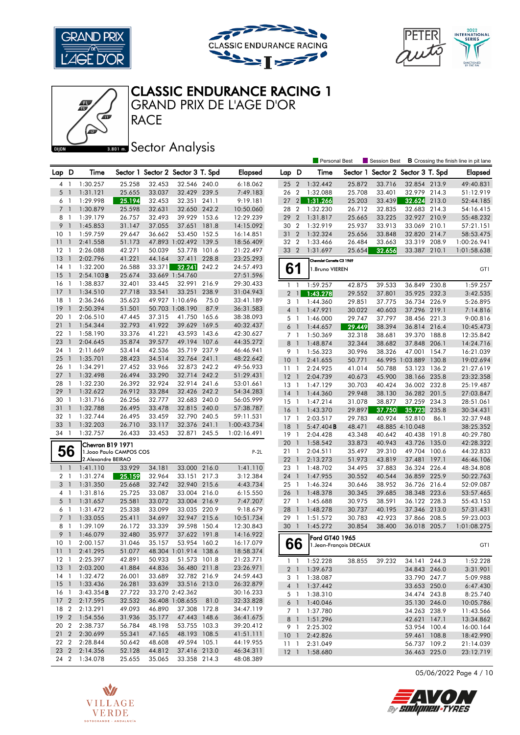# CLASSIC ENDURANCE RACING 1

## GRAND PRIX DE L'AGE D'OR

## RACE

## Sector Analysis

Personal Best | Session Best | **B** Crossing the finish line in pit lane

| Lap | D | Time | Sector 1 | Sector 2 | Sector 3 | T. Spd | Elapsed |
|---|---|---|---|---|---|---|---|
| 4 | 1 | 1:30.257 | 25.258 | 32.453 | 32.546 | 240.0 | 6:18.062 |
| 5 | 1 | 1:31.121 | 25.655 | 33.037 | 32.429 | 239.5 | 7:49.183 |
| 6 | 1 | 1:29.998 | 25.194 | 32.453 | 32.351 | 241.1 | 9:19.181 |
| 7 | 1 | 1:30.879 | 25.598 | 32.631 | 32.650 | 242.2 | 10:50.060 |
| 8 | 1 | 1:39.179 | 26.757 | 32.493 | 39.929 | 153.6 | 12:29.239 |
| 9 | 1 | 1:45.853 | 31.147 | 37.055 | 37.651 | 181.8 | 14:15.092 |
| 10 | 1 | 1:59.759 | 29.647 | 36.662 | 53.450 | 152.5 | 16:14.851 |
| 11 | 1 | 2:41.558 | 51.173 | 47.883 | 1:02.492 | 139.5 | 18:56.409 |
| 12 | 1 | 2:26.088 | 42.271 | 50.039 | 53.778 | 101.6 | 21:22.497 |
| 13 | 1 | 2:02.796 | 41.221 | 44.164 | 37.411 | 228.8 | 23:25.293 |
| 14 | 1 | 1:32.200 | 26.588 | 33.371 | 32.241 | 242.2 | 24:57.493 |
| 15 | 1 | 2:54.103 **B** | 25.674 | 33.669 | 1:54.760 | | 27:51.596 |
| 16 | 1 | 1:38.837 | 32.401 | 33.445 | 32.991 | 216.9 | 29:30.433 |
| 17 | 1 | 1:34.510 | 27.718 | 33.541 | 33.251 | 238.9 | 31:04.943 |
| 18 | 1 | 2:36.246 | 35.623 | 49.927 | 1:10.696 | 75.0 | 33:41.189 |
| 19 | 1 | 2:50.394 | 51.501 | 50.703 | 1:08.190 | 87.9 | 36:31.583 |
| 20 | 1 | 2:06.510 | 47.445 | 37.315 | 41.750 | 165.6 | 38:38.093 |
| 21 | 1 | 1:54.344 | 32.793 | 41.922 | 39.629 | 169.5 | 40:32.437 |
| 22 | 1 | 1:58.190 | 33.376 | 41.221 | 43.593 | 143.6 | 42:30.627 |
| 23 | 1 | 2:04.645 | 35.874 | 39.577 | 49.194 | 107.6 | 44:35.272 |
| 24 | 1 | 2:11.669 | 53.414 | 42.536 | 35.719 | 237.9 | 46:46.941 |
| 25 | 1 | 1:35.701 | 28.423 | 34.514 | 32.764 | 241.1 | 48:22.642 |
| 26 | 1 | 1:34.291 | 27.452 | 33.966 | 32.873 | 242.2 | 49:56.933 |
| 27 | 1 | 1:32.498 | 26.494 | 33.290 | 32.714 | 242.2 | 51:29.431 |
| 28 | 1 | 1:32.230 | 26.392 | 32.924 | 32.914 | 241.6 | 53:01.661 |
| 29 | 1 | 1:32.622 | 26.912 | 33.284 | 32.426 | 242.2 | 54:34.283 |
| 30 | 1 | 1:31.716 | 26.256 | 32.777 | 32.683 | 240.0 | 56:05.999 |
| 31 | 1 | 1:32.788 | 26.495 | 33.478 | 32.815 | 240.0 | 57:38.787 |
| 32 | 1 | 1:32.744 | 26.495 | 33.459 | 32.790 | 240.5 | 59:11.531 |
| 33 | 1 | 1:32.203 | 26.710 | 33.117 | 32.376 | 241.1 | 1:00:43.734 |
| 34 | 1 | 1:32.757 | 26.433 | 33.453 | 32.871 | 245.5 | 1:02:16.491 |

**56** — Chevron B19 1971 — P-2L
1.Joao Paulo CAMPOS COS
2.Alexandre BEIRAO

| Lap | D | Time | Sector 1 | Sector 2 | Sector 3 | T. Spd | Elapsed |
|---|---|---|---|---|---|---|---|
| 1 | 1 | 1:41.110 | 33.929 | 34.181 | 33.000 | 216.0 | 1:41.110 |
| 2 | 1 | 1:31.274 | 25.159 | 32.964 | 33.151 | 217.3 | 3:12.384 |
| 3 | 1 | 1:31.350 | 25.668 | 32.742 | 32.940 | 215.6 | 4:43.734 |
| 4 | 1 | 1:31.816 | 25.725 | 33.087 | 33.004 | 216.0 | 6:15.550 |
| 5 | 1 | 1:31.657 | 25.581 | 33.072 | 33.004 | 216.9 | 7:47.207 |
| 6 | 1 | 1:31.472 | 25.338 | 33.099 | 33.035 | 220.9 | 9:18.679 |
| 7 | 1 | 1:33.055 | 25.411 | 34.697 | 32.947 | 215.6 | 10:51.734 |
| 8 | 1 | 1:39.109 | 26.172 | 33.339 | 39.598 | 150.4 | 12:30.843 |
| 9 | 1 | 1:46.079 | 32.480 | 35.977 | 37.622 | 191.8 | 14:16.922 |
| 10 | 1 | 2:00.157 | 31.046 | 35.157 | 53.954 | 160.2 | 16:17.079 |
| 11 | 1 | 2:41.295 | 51.077 | 48.304 | 1:01.914 | 138.6 | 18:58.374 |
| 12 | 1 | 2:25.397 | 42.891 | 50.933 | 51.573 | 101.8 | 21:23.771 |
| 13 | 1 | 2:03.200 | 41.884 | 44.836 | 36.480 | 211.8 | 23:26.971 |
| 14 | 1 | 1:32.472 | 26.001 | 33.689 | 32.782 | 216.9 | 24:59.443 |
| 15 | 1 | 1:33.436 | 26.281 | 33.639 | 33.516 | 213.0 | 26:32.879 |
| 16 | 1 | 3:43.354 **B** | 27.722 | 33.270 | 2:42.362 | | 30:16.233 |
| 17 | 2 | 2:17.595 | 32.532 | 36.408 | 1:08.655 | 81.0 | 32:33.828 |
| 18 | 2 | 2:13.291 | 49.093 | 46.890 | 37.308 | 172.8 | 34:47.119 |
| 19 | 2 | 1:54.556 | 31.936 | 35.177 | 47.443 | 148.6 | 36:41.675 |
| 20 | 2 | 2:38.737 | 56.784 | 48.198 | 53.755 | 103.3 | 39:20.412 |
| 21 | 2 | 2:30.699 | 55.341 | 47.165 | 48.193 | 108.5 | 41:51.111 |
| 22 | 2 | 2:28.844 | 50.642 | 48.608 | 49.594 | 105.1 | 44:19.955 |
| 23 | 2 | 2:14.356 | 52.128 | 44.812 | 37.416 | 213.0 | 46:34.311 |
| 24 | 2 | 1:34.078 | 25.655 | 35.065 | 33.358 | 214.3 | 48:08.389 |
| 25 | 2 | 1:32.442 | 25.872 | 33.716 | 32.854 | 213.9 | 49:40.831 |
| 26 | 2 | 1:32.088 | 25.708 | 33.401 | 32.979 | 214.3 | 51:12.919 |
| 27 | 2 | 1:31.266 | 25.203 | 33.439 | 32.624 | 213.0 | 52:44.185 |
| 28 | 2 | 1:32.230 | 26.712 | 32.835 | 32.683 | 214.3 | 54:16.415 |
| 29 | 2 | 1:31.817 | 25.665 | 33.225 | 32.927 | 210.9 | 55:48.232 |
| 30 | 2 | 1:32.919 | 25.937 | 33.913 | 33.069 | 210.1 | 57:21.151 |
| 31 | 2 | 1:32.324 | 25.656 | 33.848 | 32.820 | 214.7 | 58:53.475 |
| 32 | 2 | 1:33.466 | 26.484 | 33.663 | 33.319 | 208.9 | 1:00:26.941 |
| 33 | 2 | 1:31.697 | 25.654 | 32.656 | 33.387 | 210.1 | 1:01:58.638 |

**61** — Chevrolet Corvette C3 1969 — GT1
1.Bruno VIEREN

| Lap | D | Time | Sector 1 | Sector 2 | Sector 3 | T. Spd | Elapsed |
|---|---|---|---|---|---|---|---|
| 1 | 1 | 1:59.257 | 42.875 | 39.533 | 36.849 | 230.8 | 1:59.257 |
| 2 | 1 | 1:43.278 | 29.552 | 37.801 | 35.925 | 232.3 | 3:42.535 |
| 3 | 1 | 1:44.360 | 29.851 | 37.775 | 36.734 | 226.9 | 5:26.895 |
| 4 | 1 | 1:47.921 | 30.022 | 40.603 | 37.296 | 219.1 | 7:14.816 |
| 5 | 1 | 1:46.000 | 29.747 | 37.797 | 38.456 | 221.3 | 9:00.816 |
| 6 | 1 | 1:44.657 | 29.449 | 38.394 | 36.814 | 216.4 | 10:45.473 |
| 7 | 1 | 1:50.369 | 32.318 | 38.681 | 39.370 | 188.8 | 12:35.842 |
| 8 | 1 | 1:48.874 | 32.344 | 38.682 | 37.848 | 206.1 | 14:24.716 |
| 9 | 1 | 1:56.323 | 30.996 | 38.326 | 47.001 | 154.7 | 16:21.039 |
| 10 | 1 | 2:41.655 | 50.771 | 46.995 | 1:03.889 | 130.8 | 19:02.694 |
| 11 | 1 | 2:24.925 | 41.014 | 50.788 | 53.123 | 136.2 | 21:27.619 |
| 12 | 1 | 2:04.739 | 40.673 | 45.900 | 38.166 | 235.8 | 23:32.358 |
| 13 | 1 | 1:47.129 | 30.703 | 40.424 | 36.002 | 232.8 | 25:19.487 |
| 14 | 1 | 1:44.360 | 29.948 | 38.130 | 36.282 | 201.5 | 27:03.847 |
| 15 | 1 | 1:47.214 | 31.078 | 38.877 | 37.259 | 234.3 | 28:51.061 |
| 16 | 1 | 1:43.370 | 29.897 | 37.750 | 35.723 | 235.8 | 30:34.431 |
| 17 | 1 | 2:03.517 | 29.783 | 40.924 | 52.810 | 86.1 | 32:37.948 |
| 18 | 1 | 5:47.404 **B** | 48.471 | 48.885 | 4:10.048 | | 38:25.352 |
| 19 | 1 | 2:04.428 | 43.348 | 40.642 | 40.438 | 191.8 | 40:29.780 |
| 20 | 1 | 1:58.542 | 33.873 | 40.943 | 43.726 | 135.0 | 42:28.322 |
| 21 | 1 | 2:04.511 | 35.497 | 39.310 | 49.704 | 100.6 | 44:32.833 |
| 22 | 1 | 2:13.273 | 51.973 | 43.819 | 37.481 | 197.1 | 46:46.106 |
| 23 | 1 | 1:48.702 | 34.495 | 37.883 | 36.324 | 226.4 | 48:34.808 |
| 24 | 1 | 1:47.955 | 30.552 | 40.544 | 36.859 | 225.9 | 50:22.763 |
| 25 | 1 | 1:46.324 | 30.646 | 38.952 | 36.726 | 216.4 | 52:09.087 |
| 26 | 1 | 1:48.378 | 30.345 | 39.685 | 38.348 | 223.6 | 53:57.465 |
| 27 | 1 | 1:45.688 | 30.975 | 38.591 | 36.122 | 228.3 | 55:43.153 |
| 28 | 1 | 1:48.278 | 30.737 | 40.195 | 37.346 | 213.0 | 57:31.431 |
| 29 | 1 | 1:51.572 | 30.783 | 42.923 | 37.866 | 208.5 | 59:23.003 |
| 30 | 1 | 1:45.272 | 30.854 | 38.400 | 36.018 | 205.7 | 1:01:08.275 |

**66** — Ford GT40 1965 — GT1
1.Jean-François DECAUX

| Lap | D | Time | Sector 1 | Sector 2 | Sector 3 | T. Spd | Elapsed |
|---|---|---|---|---|---|---|---|
| 1 | 1 | 1:52.228 | 38.855 | 39.232 | 34.141 | 244.3 | 1:52.228 |
| 2 | 1 | 1:39.673 | | | 34.843 | 246.0 | 3:31.901 |
| 3 | 1 | 1:38.087 | | | 33.790 | 247.7 | 5:09.988 |
| 4 | 1 | 1:37.442 | | | 33.653 | 250.0 | 6:47.430 |
| 5 | 1 | 1:38.310 | | | 34.474 | 243.8 | 8:25.740 |
| 6 | 1 | 1:40.046 | | | 35.130 | 246.0 | 10:05.786 |
| 7 | 1 | 1:37.780 | | | 34.263 | 238.9 | 11:43.566 |
| 8 | 1 | 1:51.296 | | | 42.621 | 147.1 | 13:34.862 |
| 9 | 1 | 2:25.302 | | | 53.954 | 100.4 | 16:00.164 |
| 10 | 1 | 2:42.826 | | | 59.461 | 108.8 | 18:42.990 |
| 11 | 1 | 2:31.049 | | | 56.737 | 109.2 | 21:14.039 |
| 12 | 1 | 1:58.680 | | | 36.463 | 225.0 | 23:12.719 |

05/06/2022 Page 4 / 10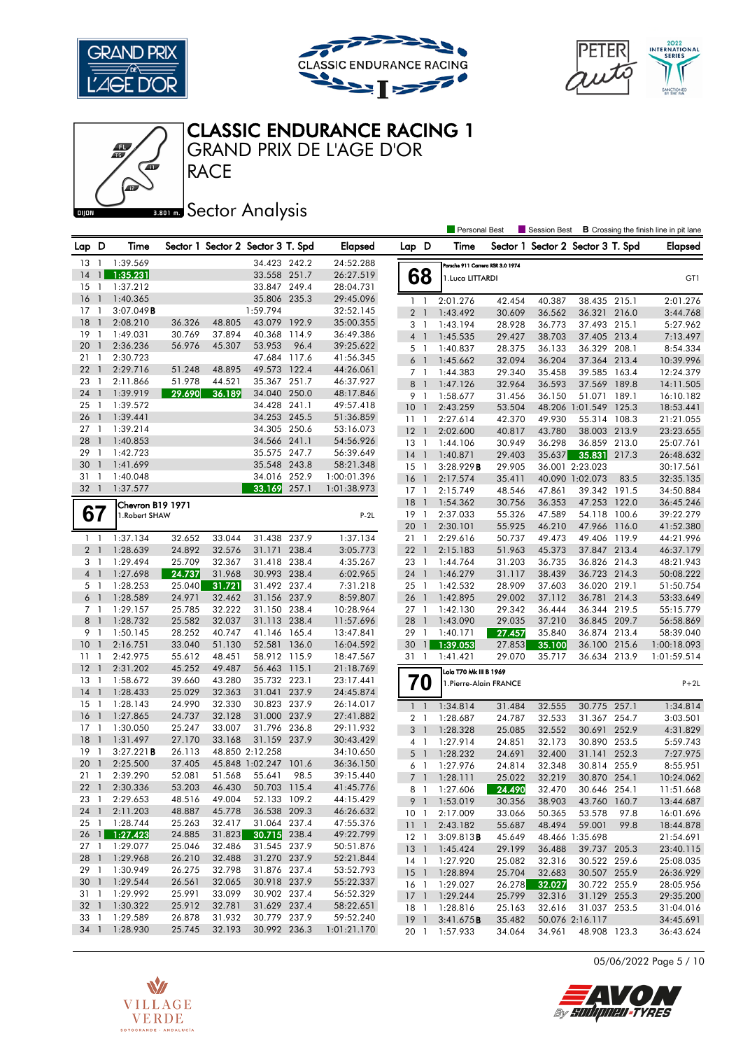# CLASSIC ENDURANCE RACING 1

## GRAND PRIX DE L'AGE D'OR

## RACE

## Sector Analysis

Personal Best | Session Best | **B** Crossing the finish line in pit lane

| Lap | D | Time | Sector 1 | Sector 2 | Sector 3 | T. Spd | Elapsed |
|---|---|---|---|---|---|---|---|
| 13 | 1 | 1:39.569 | | | 34.423 | 242.2 | 24:52.288 |
| 14 | 1 | 1:35.231 | | | 33.558 | 251.7 | 26:27.519 |
| 15 | 1 | 1:37.212 | | | 33.847 | 249.4 | 28:04.731 |
| 16 | 1 | 1:40.365 | | | 35.806 | 235.3 | 29:45.096 |
| 17 | 1 | 3:07.049 B | | | 1:59.794 | | 32:52.145 |
| 18 | 1 | 2:08.210 | 36.326 | 48.805 | 43.079 | 192.9 | 35:00.355 |
| 19 | 1 | 1:49.031 | 30.769 | 37.894 | 40.368 | 114.9 | 36:49.386 |
| 20 | 1 | 2:36.236 | 56.976 | 45.307 | 53.953 | 96.4 | 39:25.622 |
| 21 | 1 | 2:30.723 | | | 47.684 | 117.6 | 41:56.345 |
| 22 | 1 | 2:29.716 | 51.248 | 48.895 | 49.573 | 122.4 | 44:26.061 |
| 23 | 1 | 2:11.866 | 51.978 | 44.521 | 35.367 | 251.7 | 46:37.927 |
| 24 | 1 | 1:39.919 | 29.690 | 36.189 | 34.040 | 250.0 | 48:17.846 |
| 25 | 1 | 1:39.572 | | | 34.428 | 241.1 | 49:57.418 |
| 26 | 1 | 1:39.441 | | | 34.253 | 245.5 | 51:36.859 |
| 27 | 1 | 1:39.214 | | | 34.305 | 250.6 | 53:16.073 |
| 28 | 1 | 1:40.853 | | | 34.566 | 241.1 | 54:56.926 |
| 29 | 1 | 1:42.723 | | | 35.575 | 247.7 | 56:39.649 |
| 30 | 1 | 1:41.699 | | | 35.548 | 243.8 | 58:21.348 |
| 31 | 1 | 1:40.048 | | | 34.016 | 252.9 | 1:00:01.396 |
| 32 | 1 | 1:37.577 | | | 33.169 | 257.1 | 1:01:38.973 |

### 67 — Chevron B19 1971 — 1.Robert SHAW — P-2L

| Lap | D | Time | Sector 1 | Sector 2 | Sector 3 | T. Spd | Elapsed |
|---|---|---|---|---|---|---|---|
| 1 | 1 | 1:37.134 | 32.652 | 33.044 | 31.438 | 237.9 | 1:37.134 |
| 2 | 1 | 1:28.639 | 24.892 | 32.576 | 31.171 | 238.4 | 3:05.773 |
| 3 | 1 | 1:29.494 | 25.709 | 32.367 | 31.418 | 238.4 | 4:35.267 |
| 4 | 1 | 1:27.698 | 24.737 | 31.968 | 30.993 | 238.4 | 6:02.965 |
| 5 | 1 | 1:28.253 | 25.040 | 31.721 | 31.492 | 237.4 | 7:31.218 |
| 6 | 1 | 1:28.589 | 24.971 | 32.462 | 31.156 | 237.9 | 8:59.807 |
| 7 | 1 | 1:29.157 | 25.785 | 32.222 | 31.150 | 238.4 | 10:28.964 |
| 8 | 1 | 1:28.732 | 25.582 | 32.037 | 31.113 | 238.4 | 11:57.696 |
| 9 | 1 | 1:50.145 | 28.252 | 40.747 | 41.146 | 165.4 | 13:47.841 |
| 10 | 1 | 2:16.751 | 33.040 | 51.130 | 52.581 | 136.0 | 16:04.592 |
| 11 | 1 | 2:42.975 | 55.612 | 48.451 | 58.912 | 115.9 | 18:47.567 |
| 12 | 1 | 2:31.202 | 45.252 | 49.487 | 56.463 | 115.1 | 21:18.769 |
| 13 | 1 | 1:58.672 | 39.660 | 43.280 | 35.732 | 223.1 | 23:17.441 |
| 14 | 1 | 1:28.433 | 25.029 | 32.363 | 31.041 | 237.9 | 24:45.874 |
| 15 | 1 | 1:28.143 | 24.990 | 32.330 | 30.823 | 237.9 | 26:14.017 |
| 16 | 1 | 1:27.865 | 24.737 | 32.128 | 31.000 | 237.9 | 27:41.882 |
| 17 | 1 | 1:30.050 | 25.247 | 33.007 | 31.796 | 236.8 | 29:11.932 |
| 18 | 1 | 1:31.497 | 27.170 | 33.168 | 31.159 | 237.9 | 30:43.429 |
| 19 | 1 | 3:27.221 B | 26.113 | 48.850 | 2:12.258 | | 34:10.650 |
| 20 | 1 | 2:25.500 | 37.405 | 45.848 | 1:02.247 | 101.6 | 36:36.150 |
| 21 | 1 | 2:39.290 | 52.081 | 51.568 | 55.641 | 98.5 | 39:15.440 |
| 22 | 1 | 2:30.336 | 53.203 | 46.430 | 50.703 | 115.4 | 41:45.776 |
| 23 | 1 | 2:29.653 | 48.516 | 49.004 | 52.133 | 109.2 | 44:15.429 |
| 24 | 1 | 2:11.203 | 48.887 | 45.778 | 36.538 | 209.3 | 46:26.632 |
| 25 | 1 | 1:28.744 | 25.263 | 32.417 | 31.064 | 237.4 | 47:55.376 |
| 26 | 1 | 1:27.423 | 24.885 | 31.823 | 30.715 | 238.4 | 49:22.799 |
| 27 | 1 | 1:29.077 | 25.046 | 32.486 | 31.545 | 237.9 | 50:51.876 |
| 28 | 1 | 1:29.968 | 26.210 | 32.488 | 31.270 | 237.9 | 52:21.844 |
| 29 | 1 | 1:30.949 | 26.275 | 32.798 | 31.876 | 237.4 | 53:52.793 |
| 30 | 1 | 1:29.544 | 26.561 | 32.065 | 30.918 | 237.9 | 55:22.337 |
| 31 | 1 | 1:29.992 | 25.991 | 33.099 | 30.902 | 237.4 | 56:52.329 |
| 32 | 1 | 1:30.322 | 25.912 | 32.781 | 31.629 | 237.4 | 58:22.651 |
| 33 | 1 | 1:29.589 | 26.878 | 31.932 | 30.779 | 237.9 | 59:52.240 |
| 34 | 1 | 1:28.930 | 25.745 | 32.193 | 30.992 | 236.3 | 1:01:21.170 |

### 68 — Porsche 911 Carrera RSR 3.0 1974 — 1.Luca LITTARDI — GT1

| Lap | D | Time | Sector 1 | Sector 2 | Sector 3 | T. Spd | Elapsed |
|---|---|---|---|---|---|---|---|
| 1 | 1 | 2:01.276 | 42.454 | 40.387 | 38.435 | 215.1 | 2:01.276 |
| 2 | 1 | 1:43.492 | 30.609 | 36.562 | 36.321 | 216.0 | 3:44.768 |
| 3 | 1 | 1:43.194 | 28.928 | 36.773 | 37.493 | 215.1 | 5:27.962 |
| 4 | 1 | 1:45.535 | 29.427 | 38.703 | 37.405 | 213.4 | 7:13.497 |
| 5 | 1 | 1:40.837 | 28.375 | 36.133 | 36.329 | 208.1 | 8:54.334 |
| 6 | 1 | 1:45.662 | 32.094 | 36.204 | 37.364 | 213.4 | 10:39.996 |
| 7 | 1 | 1:44.383 | 29.340 | 35.458 | 39.585 | 163.4 | 12:24.379 |
| 8 | 1 | 1:47.126 | 32.964 | 36.593 | 37.569 | 189.8 | 14:11.505 |
| 9 | 1 | 1:58.677 | 31.456 | 36.150 | 51.071 | 189.1 | 16:10.182 |
| 10 | 1 | 2:43.259 | 53.504 | 48.206 | 1:01.549 | 125.3 | 18:53.441 |
| 11 | 1 | 2:27.614 | 42.370 | 49.930 | 55.314 | 108.3 | 21:21.055 |
| 12 | 1 | 2:02.600 | 40.817 | 43.780 | 38.003 | 213.9 | 23:23.655 |
| 13 | 1 | 1:44.106 | 30.949 | 36.298 | 36.859 | 213.0 | 25:07.761 |
| 14 | 1 | 1:40.871 | 29.403 | 35.637 | 35.831 | 217.3 | 26:48.632 |
| 15 | 1 | 3:28.929 B | 29.905 | 36.001 | 2:23.023 | | 30:17.561 |
| 16 | 1 | 2:17.574 | 35.411 | 40.090 | 1:02.073 | 83.5 | 32:35.135 |
| 17 | 1 | 2:15.749 | 48.546 | 47.861 | 39.342 | 191.5 | 34:50.884 |
| 18 | 1 | 1:54.362 | 30.756 | 36.353 | 47.253 | 122.0 | 36:45.246 |
| 19 | 1 | 2:37.033 | 55.326 | 47.589 | 54.118 | 100.6 | 39:22.279 |
| 20 | 1 | 2:30.101 | 55.925 | 46.210 | 47.966 | 116.0 | 41:52.380 |
| 21 | 1 | 2:29.616 | 50.737 | 49.473 | 49.406 | 119.9 | 44:21.996 |
| 22 | 1 | 2:15.183 | 51.963 | 45.373 | 37.847 | 213.4 | 46:37.179 |
| 23 | 1 | 1:44.764 | 31.203 | 36.735 | 36.826 | 214.3 | 48:21.943 |
| 24 | 1 | 1:46.279 | 31.117 | 38.439 | 36.723 | 214.3 | 50:08.222 |
| 25 | 1 | 1:42.532 | 28.909 | 37.603 | 36.020 | 219.1 | 51:50.754 |
| 26 | 1 | 1:42.895 | 29.002 | 37.112 | 36.781 | 214.3 | 53:33.649 |
| 27 | 1 | 1:42.130 | 29.342 | 36.444 | 36.344 | 219.5 | 55:15.779 |
| 28 | 1 | 1:43.090 | 29.035 | 37.210 | 36.845 | 209.7 | 56:58.869 |
| 29 | 1 | 1:40.171 | 27.457 | 35.840 | 36.874 | 213.4 | 58:39.040 |
| 30 | 1 | 1:39.053 | 27.853 | 35.100 | 36.100 | 215.6 | 1:00:18.093 |
| 31 | 1 | 1:41.421 | 29.070 | 35.717 | 36.634 | 213.9 | 1:01:59.514 |

### 70 — Lola T70 Mk III B 1969 — 1.Pierre-Alain FRANCE — P+2L

| Lap | D | Time | Sector 1 | Sector 2 | Sector 3 | T. Spd | Elapsed |
|---|---|---|---|---|---|---|---|
| 1 | 1 | 1:34.814 | 31.484 | 32.555 | 30.775 | 257.1 | 1:34.814 |
| 2 | 1 | 1:28.687 | 24.787 | 32.533 | 31.367 | 254.7 | 3:03.501 |
| 3 | 1 | 1:28.328 | 25.085 | 32.552 | 30.691 | 252.9 | 4:31.829 |
| 4 | 1 | 1:27.914 | 24.851 | 32.173 | 30.890 | 253.5 | 5:59.743 |
| 5 | 1 | 1:28.232 | 24.691 | 32.400 | 31.141 | 252.3 | 7:27.975 |
| 6 | 1 | 1:27.976 | 24.814 | 32.348 | 30.814 | 255.9 | 8:55.951 |
| 7 | 1 | 1:28.111 | 25.022 | 32.219 | 30.870 | 254.1 | 10:24.062 |
| 8 | 1 | 1:27.606 | 24.490 | 32.470 | 30.646 | 254.1 | 11:51.668 |
| 9 | 1 | 1:53.019 | 30.356 | 38.903 | 43.760 | 160.7 | 13:44.687 |
| 10 | 1 | 2:17.009 | 33.066 | 50.365 | 53.578 | 97.8 | 16:01.696 |
| 11 | 1 | 2:43.182 | 55.687 | 48.494 | 59.001 | 99.8 | 18:44.878 |
| 12 | 1 | 3:09.813 B | 45.649 | 48.466 | 1:35.698 | | 21:54.691 |
| 13 | 1 | 1:45.424 | 29.199 | 36.488 | 39.737 | 205.3 | 23:40.115 |
| 14 | 1 | 1:27.920 | 25.082 | 32.316 | 30.522 | 259.6 | 25:08.035 |
| 15 | 1 | 1:28.894 | 25.704 | 32.683 | 30.507 | 255.9 | 26:36.929 |
| 16 | 1 | 1:29.027 | 26.278 | 32.027 | 30.722 | 255.9 | 28:05.956 |
| 17 | 1 | 1:29.244 | 25.799 | 32.316 | 31.129 | 255.3 | 29:35.200 |
| 18 | 1 | 1:28.816 | 25.163 | 32.616 | 31.037 | 253.5 | 31:04.016 |
| 19 | 1 | 3:41.675 B | 35.482 | 50.076 | 2:16.117 | | 34:45.691 |
| 20 | 1 | 1:57.933 | 34.064 | 34.961 | 48.908 | 123.3 | 36:43.624 |

05/06/2022 Page 5 / 10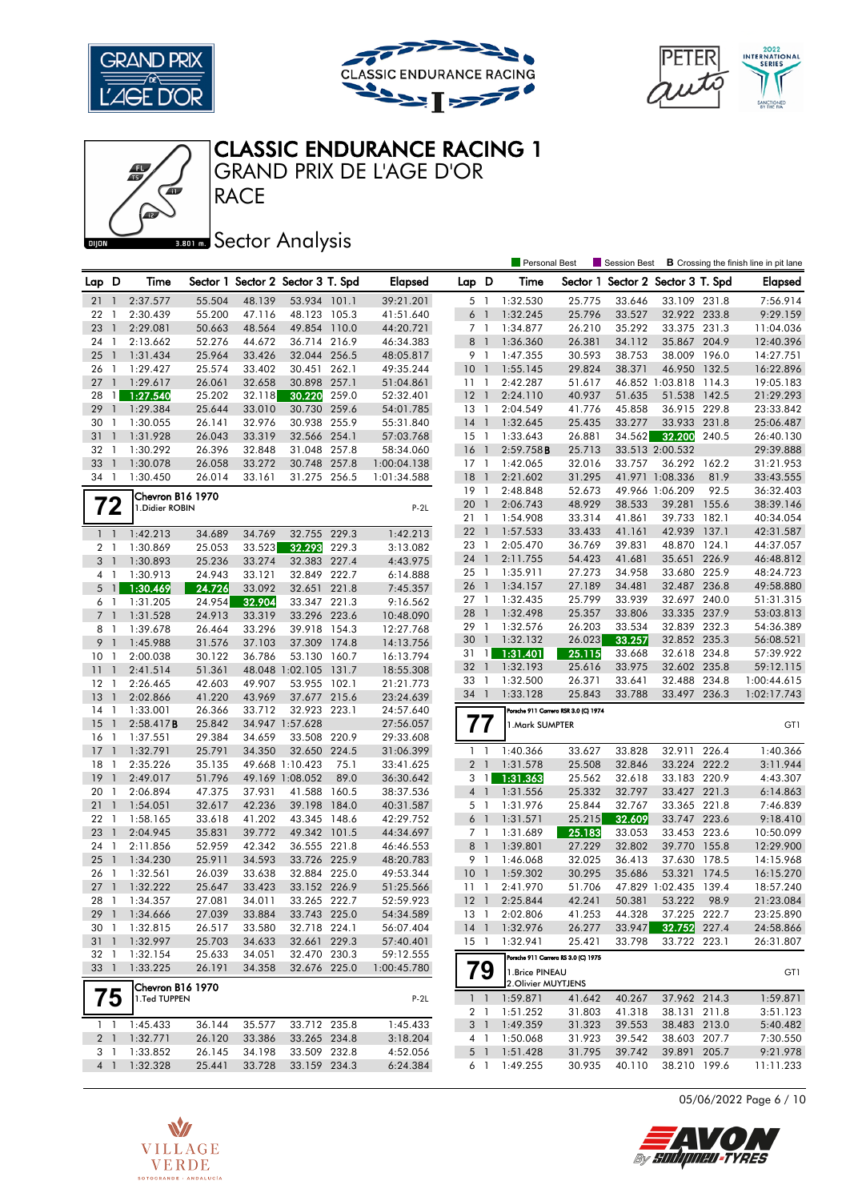# CLASSIC ENDURANCE RACING 1

## GRAND PRIX DE L'AGE D'OR

## RACE

## Sector Analysis

Personal Best | Session Best | **B** Crossing the finish line in pit lane

| Lap | D | Time | Sector 1 | Sector 2 | Sector 3 | T. Spd | Elapsed |
|---|---|---|---|---|---|---|---|
| 21 | 1 | 2:37.577 | 55.504 | 48.139 | 53.934 | 101.1 | 39:21.201 |
| 22 | 1 | 2:30.439 | 55.200 | 47.116 | 48.123 | 105.3 | 41:51.640 |
| 23 | 1 | 2:29.081 | 50.663 | 48.564 | 49.854 | 110.0 | 44:20.721 |
| 24 | 1 | 2:13.662 | 52.276 | 44.672 | 36.714 | 216.9 | 46:34.383 |
| 25 | 1 | 1:31.434 | 25.964 | 33.426 | 32.044 | 256.5 | 48:05.817 |
| 26 | 1 | 1:29.427 | 25.574 | 33.402 | 30.451 | 262.1 | 49:35.244 |
| 27 | 1 | 1:29.617 | 26.061 | 32.658 | 30.898 | 257.1 | 51:04.861 |
| 28 | 1 | 1:27.540 | 25.202 | 32.118 | 30.220 | 259.0 | 52:32.401 |
| 29 | 1 | 1:29.384 | 25.644 | 33.010 | 30.730 | 259.6 | 54:01.785 |
| 30 | 1 | 1:30.055 | 26.141 | 32.976 | 30.938 | 255.9 | 55:31.840 |
| 31 | 1 | 1:31.928 | 26.043 | 33.319 | 32.566 | 254.1 | 57:03.768 |
| 32 | 1 | 1:30.292 | 26.396 | 32.848 | 31.048 | 257.8 | 58:34.060 |
| 33 | 1 | 1:30.078 | 26.058 | 33.272 | 30.748 | 257.8 | 1:00:04.138 |
| 34 | 1 | 1:30.450 | 26.014 | 33.161 | 31.275 | 256.5 | 1:01:34.588 |

### 72 — Chevron B16 1970 — 1.Didier ROBIN — P-2L

| Lap | D | Time | Sector 1 | Sector 2 | Sector 3 | T. Spd | Elapsed |
|---|---|---|---|---|---|---|---|
| 1 | 1 | 1:42.213 | 34.689 | 34.769 | 32.755 | 229.3 | 1:42.213 |
| 2 | 1 | 1:30.869 | 25.053 | 33.523 | 32.293 | 229.3 | 3:13.082 |
| 3 | 1 | 1:30.893 | 25.236 | 33.274 | 32.383 | 227.4 | 4:43.975 |
| 4 | 1 | 1:30.913 | 24.943 | 33.121 | 32.849 | 222.7 | 6:14.888 |
| 5 | 1 | 1:30.469 | 24.726 | 33.092 | 32.651 | 221.8 | 7:45.357 |
| 6 | 1 | 1:31.205 | 24.954 | 32.904 | 33.347 | 221.3 | 9:16.562 |
| 7 | 1 | 1:31.528 | 24.913 | 33.319 | 33.296 | 223.6 | 10:48.090 |
| 8 | 1 | 1:39.678 | 26.464 | 33.296 | 39.918 | 154.3 | 12:27.768 |
| 9 | 1 | 1:45.988 | 31.576 | 37.103 | 37.309 | 174.8 | 14:13.756 |
| 10 | 1 | 2:00.038 | 30.122 | 36.786 | 53.130 | 160.7 | 16:13.794 |
| 11 | 1 | 2:41.514 | 51.361 | 48.048 | 1:02.105 | 131.7 | 18:55.308 |
| 12 | 1 | 2:26.465 | 42.603 | 49.907 | 53.955 | 102.1 | 21:21.773 |
| 13 | 1 | 2:02.866 | 41.220 | 43.969 | 37.677 | 215.6 | 23:24.639 |
| 14 | 1 | 1:33.001 | 26.366 | 33.712 | 32.923 | 223.1 | 24:57.640 |
| 15 | 1 | 2:58.417**B** | 25.842 | 34.947 | 1:57.628 | | 27:56.057 |
| 16 | 1 | 1:37.551 | 29.384 | 34.659 | 33.508 | 220.9 | 29:33.608 |
| 17 | 1 | 1:32.791 | 25.791 | 34.350 | 32.650 | 224.5 | 31:06.399 |
| 18 | 1 | 2:35.226 | 35.135 | 49.668 | 1:10.423 | 75.1 | 33:41.625 |
| 19 | 1 | 2:49.017 | 51.796 | 49.169 | 1:08.052 | 89.0 | 36:30.642 |
| 20 | 1 | 2:06.894 | 47.375 | 37.931 | 41.588 | 160.5 | 38:37.536 |
| 21 | 1 | 1:54.051 | 32.617 | 42.236 | 39.198 | 184.0 | 40:31.587 |
| 22 | 1 | 1:58.165 | 33.618 | 41.202 | 43.345 | 148.6 | 42:29.752 |
| 23 | 1 | 2:04.945 | 35.831 | 39.772 | 49.342 | 101.5 | 44:34.697 |
| 24 | 1 | 2:11.856 | 52.959 | 42.342 | 36.555 | 221.8 | 46:46.553 |
| 25 | 1 | 1:34.230 | 25.911 | 34.593 | 33.726 | 225.9 | 48:20.783 |
| 26 | 1 | 1:32.561 | 26.039 | 33.638 | 32.884 | 225.0 | 49:53.344 |
| 27 | 1 | 1:32.222 | 25.647 | 33.423 | 33.152 | 226.9 | 51:25.566 |
| 28 | 1 | 1:34.357 | 27.081 | 34.011 | 33.265 | 222.7 | 52:59.923 |
| 29 | 1 | 1:34.666 | 27.039 | 33.884 | 33.743 | 225.0 | 54:34.589 |
| 30 | 1 | 1:32.815 | 26.517 | 33.580 | 32.718 | 224.1 | 56:07.404 |
| 31 | 1 | 1:32.997 | 25.703 | 34.633 | 32.661 | 229.3 | 57:40.401 |
| 32 | 1 | 1:32.154 | 25.633 | 34.051 | 32.470 | 230.3 | 59:12.555 |
| 33 | 1 | 1:33.225 | 26.191 | 34.358 | 32.676 | 225.0 | 1:00:45.780 |

### 75 — Chevron B16 1970 — 1.Ted TUPPEN — P-2L

| Lap | D | Time | Sector 1 | Sector 2 | Sector 3 | T. Spd | Elapsed |
|---|---|---|---|---|---|---|---|
| 1 | 1 | 1:45.433 | 36.144 | 35.577 | 33.712 | 235.8 | 1:45.433 |
| 2 | 1 | 1:32.771 | 26.120 | 33.386 | 33.265 | 234.8 | 3:18.204 |
| 3 | 1 | 1:33.852 | 26.145 | 34.198 | 33.509 | 232.8 | 4:52.056 |
| 4 | 1 | 1:32.328 | 25.441 | 33.728 | 33.159 | 234.3 | 6:24.384 |
| 5 | 1 | 1:32.530 | 25.775 | 33.646 | 33.109 | 231.8 | 7:56.914 |
| 6 | 1 | 1:32.245 | 25.796 | 33.527 | 32.922 | 233.8 | 9:29.159 |
| 7 | 1 | 1:34.877 | 26.210 | 35.292 | 33.375 | 231.3 | 11:04.036 |
| 8 | 1 | 1:36.360 | 26.381 | 34.112 | 35.867 | 204.9 | 12:40.396 |
| 9 | 1 | 1:47.355 | 30.593 | 38.753 | 38.009 | 196.0 | 14:27.751 |
| 10 | 1 | 1:55.145 | 29.824 | 38.371 | 46.950 | 132.5 | 16:22.896 |
| 11 | 1 | 2:42.287 | 51.617 | 46.852 | 1:03.818 | 114.3 | 19:05.183 |
| 12 | 1 | 2:24.110 | 40.937 | 51.635 | 51.538 | 142.5 | 21:29.293 |
| 13 | 1 | 2:04.549 | 41.776 | 45.858 | 36.915 | 229.8 | 23:33.842 |
| 14 | 1 | 1:32.645 | 25.435 | 33.277 | 33.933 | 231.8 | 25:06.487 |
| 15 | 1 | 1:33.643 | 26.881 | 34.562 | 32.200 | 240.5 | 26:40.130 |
| 16 | 1 | 2:59.758**B** | 25.713 | 33.513 | 2:00.532 | | 29:39.888 |
| 17 | 1 | 1:42.065 | 32.016 | 33.757 | 36.292 | 162.2 | 31:21.953 |
| 18 | 1 | 2:21.602 | 41.295 | 41.971 | 1:08.336 | 81.9 | 33:43.555 |
| 19 | 1 | 2:48.848 | 52.673 | 49.966 | 1:06.209 | 92.5 | 36:32.403 |
| 20 | 1 | 2:06.743 | 48.929 | 38.533 | 39.281 | 155.6 | 38:39.146 |
| 21 | 1 | 1:54.908 | 33.314 | 41.861 | 39.733 | 182.1 | 40:34.054 |
| 22 | 1 | 1:57.533 | 33.433 | 41.161 | 42.939 | 137.1 | 42:31.587 |
| 23 | 1 | 2:05.470 | 36.769 | 39.831 | 48.870 | 124.1 | 44:37.057 |
| 24 | 1 | 2:11.755 | 54.423 | 41.681 | 35.651 | 226.9 | 46:48.812 |
| 25 | 1 | 1:35.911 | 27.273 | 34.958 | 33.680 | 225.9 | 48:24.723 |
| 26 | 1 | 1:34.157 | 27.189 | 34.481 | 32.487 | 236.8 | 49:58.880 |
| 27 | 1 | 1:32.435 | 25.799 | 33.939 | 32.697 | 240.0 | 51:31.315 |
| 28 | 1 | 1:32.498 | 25.357 | 33.806 | 33.335 | 237.9 | 53:03.813 |
| 29 | 1 | 1:32.576 | 26.203 | 33.534 | 32.839 | 232.3 | 54:36.389 |
| 30 | 1 | 1:32.132 | 26.023 | 33.257 | 32.852 | 235.3 | 56:08.521 |
| 31 | 1 | 1:31.401 | 25.115 | 33.668 | 32.618 | 234.8 | 57:39.922 |
| 32 | 1 | 1:32.193 | 25.616 | 33.975 | 32.602 | 235.8 | 59:12.115 |
| 33 | 1 | 1:32.500 | 26.371 | 33.641 | 32.488 | 234.8 | 1:00:44.615 |
| 34 | 1 | 1:33.128 | 25.843 | 33.788 | 33.497 | 236.3 | 1:02:17.743 |

### 77 — Porsche 911 Carrera RSR 3.0 (C) 1974 — 1.Mark SUMPTER — GT1

| Lap | D | Time | Sector 1 | Sector 2 | Sector 3 | T. Spd | Elapsed |
|---|---|---|---|---|---|---|---|
| 1 | 1 | 1:40.366 | 33.627 | 33.828 | 32.911 | 226.4 | 1:40.366 |
| 2 | 1 | 1:31.578 | 25.508 | 32.846 | 33.224 | 222.2 | 3:11.944 |
| 3 | 1 | 1:31.363 | 25.562 | 32.618 | 33.183 | 220.9 | 4:43.307 |
| 4 | 1 | 1:31.556 | 25.332 | 32.797 | 33.427 | 221.3 | 6:14.863 |
| 5 | 1 | 1:31.976 | 25.844 | 32.767 | 33.365 | 221.8 | 7:46.839 |
| 6 | 1 | 1:31.571 | 25.215 | 32.609 | 33.747 | 223.6 | 9:18.410 |
| 7 | 1 | 1:31.689 | 25.183 | 33.053 | 33.453 | 223.6 | 10:50.099 |
| 8 | 1 | 1:39.801 | 27.229 | 32.802 | 39.770 | 155.8 | 12:29.900 |
| 9 | 1 | 1:46.068 | 32.025 | 36.413 | 37.630 | 178.5 | 14:15.968 |
| 10 | 1 | 1:59.302 | 30.295 | 35.686 | 53.321 | 174.5 | 16:15.270 |
| 11 | 1 | 2:41.970 | 51.706 | 47.829 | 1:02.435 | 139.4 | 18:57.240 |
| 12 | 1 | 2:25.844 | 42.241 | 50.381 | 53.222 | 98.9 | 21:23.084 |
| 13 | 1 | 2:02.806 | 41.253 | 44.328 | 37.225 | 222.7 | 23:25.890 |
| 14 | 1 | 1:32.976 | 26.277 | 33.947 | 32.752 | 227.4 | 24:58.866 |
| 15 | 1 | 1:32.941 | 25.421 | 33.798 | 33.722 | 223.1 | 26:31.807 |

### 79 — Porsche 911 Carrera RS 3.0 (C) 1975 — 1.Brice PINEAU, 2.Olivier MUYTJENS — GT1

| Lap | D | Time | Sector 1 | Sector 2 | Sector 3 | T. Spd | Elapsed |
|---|---|---|---|---|---|---|---|
| 1 | 1 | 1:59.871 | 41.642 | 40.267 | 37.962 | 214.3 | 1:59.871 |
| 2 | 1 | 1:51.252 | 31.803 | 41.318 | 38.131 | 211.8 | 3:51.123 |
| 3 | 1 | 1:49.359 | 31.323 | 39.553 | 38.483 | 213.0 | 5:40.482 |
| 4 | 1 | 1:50.068 | 31.923 | 39.542 | 38.603 | 207.7 | 7:30.550 |
| 5 | 1 | 1:51.428 | 31.795 | 39.742 | 39.891 | 205.7 | 9:21.978 |
| 6 | 1 | 1:49.255 | 30.935 | 40.110 | 38.210 | 199.6 | 11:11.233 |

05/06/2022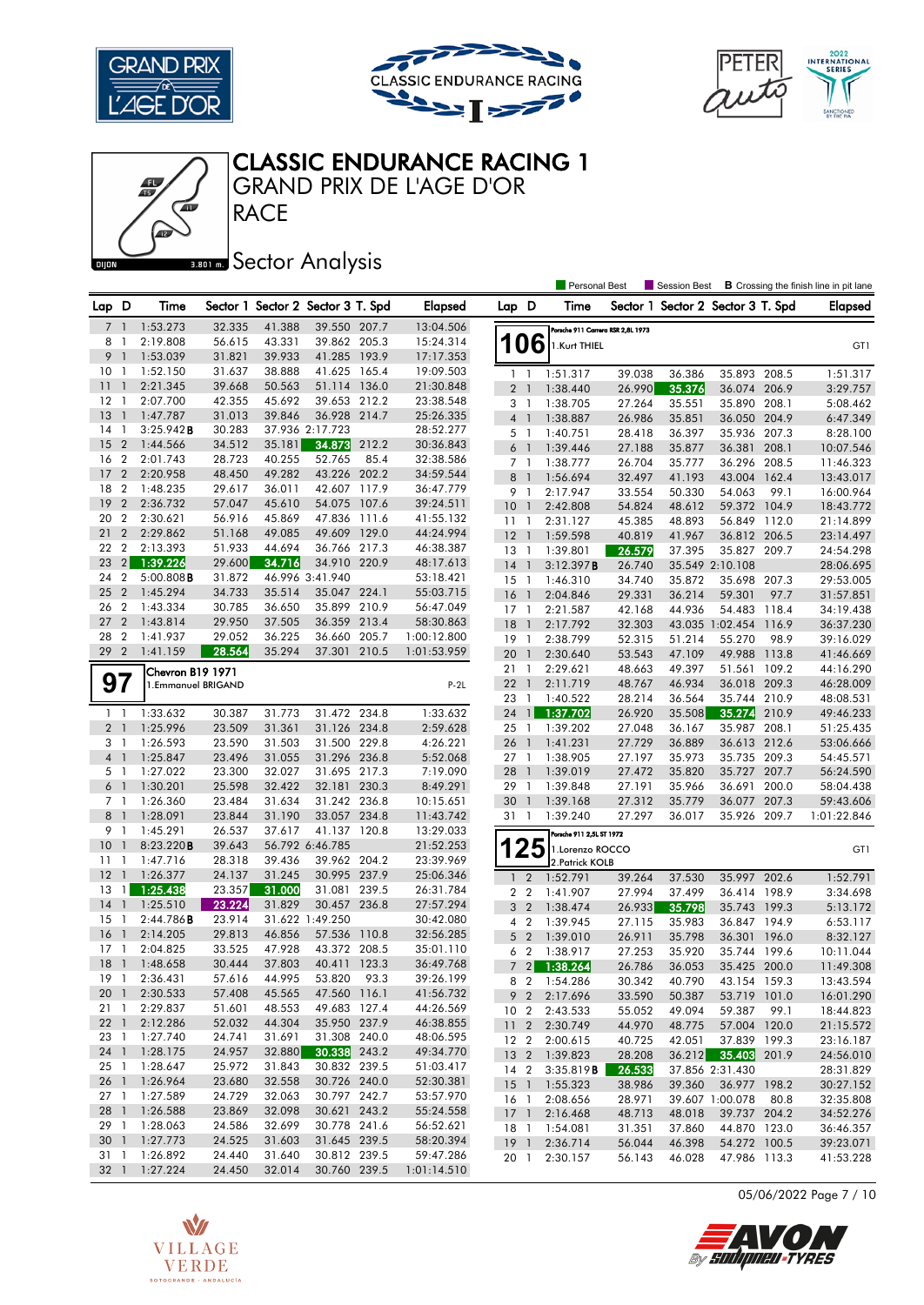# CLASSIC ENDURANCE RACING 1

## GRAND PRIX DE L'AGE D'OR

## RACE

### Sector Analysis

Personal Best | Session Best | **B** Crossing the finish line in pit lane

| Lap | D | Time | Sector 1 | Sector 2 | Sector 3 | T. Spd | Elapsed |
|---|---|---|---|---|---|---|---|
| 7 | 1 | 1:53.273 | 32.335 | 41.388 | 39.550 | 207.7 | 13:04.506 |
| 8 | 1 | 2:19.808 | 56.615 | 43.331 | 39.862 | 205.3 | 15:24.314 |
| 9 | 1 | 1:53.039 | 31.821 | 39.933 | 41.285 | 193.9 | 17:17.353 |
| 10 | 1 | 1:52.150 | 31.637 | 38.888 | 41.625 | 165.4 | 19:09.503 |
| 11 | 1 | 2:21.345 | 39.668 | 50.563 | 51.114 | 136.0 | 21:30.848 |
| 12 | 1 | 2:07.700 | 42.355 | 45.692 | 39.653 | 212.2 | 23:38.548 |
| 13 | 1 | 1:47.787 | 31.013 | 39.846 | 36.928 | 214.7 | 25:26.335 |
| 14 | 1 | 3:25.942 **B** | 30.283 | 37.936 | 2:17.723 | | 28:52.277 |
| 15 | 2 | 1:44.566 | 34.512 | 35.181 | 34.873 | 212.2 | 30:36.843 |
| 16 | 2 | 2:01.743 | 28.723 | 40.255 | 52.765 | 85.4 | 32:38.586 |
| 17 | 2 | 2:20.958 | 48.450 | 49.282 | 43.226 | 202.2 | 34:59.544 |
| 18 | 2 | 1:48.235 | 29.617 | 36.011 | 42.607 | 117.9 | 36:47.779 |
| 19 | 2 | 2:36.732 | 57.047 | 45.610 | 54.075 | 107.6 | 39:24.511 |
| 20 | 2 | 2:30.621 | 56.916 | 45.869 | 47.836 | 111.6 | 41:55.132 |
| 21 | 2 | 2:29.862 | 51.168 | 49.085 | 49.609 | 129.0 | 44:24.994 |
| 22 | 2 | 2:13.393 | 51.933 | 44.694 | 36.766 | 217.3 | 46:38.387 |
| 23 | 2 | 1:39.226 | 29.600 | 34.716 | 34.910 | 220.9 | 48:17.613 |
| 24 | 2 | 5:00.808 **B** | 31.872 | 46.996 | 3:41.940 | | 53:18.421 |
| 25 | 2 | 1:45.294 | 34.733 | 35.514 | 35.047 | 224.1 | 55:03.715 |
| 26 | 2 | 1:43.334 | 30.785 | 36.650 | 35.899 | 210.9 | 56:47.049 |
| 27 | 2 | 1:43.814 | 29.950 | 37.505 | 36.359 | 213.4 | 58:30.863 |
| 28 | 2 | 1:41.937 | 29.052 | 36.225 | 36.660 | 205.7 | 1:00:12.800 |
| 29 | 2 | 1:41.159 | 28.564 | 35.294 | 37.301 | 210.5 | 1:01:53.959 |

**97** — Chevron B19 1971 — 1.Emmanuel BRIGAND — P-2L

| Lap | D | Time | Sector 1 | Sector 2 | Sector 3 | T. Spd | Elapsed |
|---|---|---|---|---|---|---|---|
| 1 | 1 | 1:33.632 | 30.387 | 31.773 | 31.472 | 234.8 | 1:33.632 |
| 2 | 1 | 1:25.996 | 23.509 | 31.361 | 31.126 | 234.8 | 2:59.628 |
| 3 | 1 | 1:26.593 | 23.590 | 31.503 | 31.500 | 229.8 | 4:26.221 |
| 4 | 1 | 1:25.847 | 23.496 | 31.055 | 31.296 | 236.8 | 5:52.068 |
| 5 | 1 | 1:27.022 | 23.300 | 32.027 | 31.695 | 217.3 | 7:19.090 |
| 6 | 1 | 1:30.201 | 25.598 | 32.422 | 32.181 | 230.3 | 8:49.291 |
| 7 | 1 | 1:26.360 | 23.484 | 31.634 | 31.242 | 236.8 | 10:15.651 |
| 8 | 1 | 1:28.091 | 23.844 | 31.190 | 33.057 | 234.8 | 11:43.742 |
| 9 | 1 | 1:45.291 | 26.537 | 37.617 | 41.137 | 120.8 | 13:29.033 |
| 10 | 1 | 8:23.220 **B** | 39.643 | 56.792 | 6:46.785 | | 21:52.253 |
| 11 | 1 | 1:47.716 | 28.318 | 39.436 | 39.962 | 204.2 | 23:39.969 |
| 12 | 1 | 1:26.377 | 24.137 | 31.245 | 30.995 | 237.9 | 25:06.346 |
| 13 | 1 | 1:25.438 | 23.357 | 31.000 | 31.081 | 239.5 | 26:31.784 |
| 14 | 1 | 1:25.510 | 23.224 | 31.829 | 30.457 | 236.8 | 27:57.294 |
| 15 | 1 | 2:44.786 **B** | 23.914 | 31.622 | 1:49.250 | | 30:42.080 |
| 16 | 1 | 2:14.205 | 29.813 | 46.856 | 57.536 | 110.8 | 32:56.285 |
| 17 | 1 | 2:04.825 | 33.525 | 47.928 | 43.372 | 208.5 | 35:01.110 |
| 18 | 1 | 1:48.658 | 30.444 | 37.803 | 40.411 | 123.3 | 36:49.768 |
| 19 | 1 | 2:36.431 | 57.616 | 44.995 | 53.820 | 93.3 | 39:26.199 |
| 20 | 1 | 2:30.533 | 57.408 | 45.565 | 47.560 | 116.1 | 41:56.732 |
| 21 | 1 | 2:29.837 | 51.601 | 48.553 | 49.683 | 127.4 | 44:26.569 |
| 22 | 1 | 2:12.286 | 52.032 | 44.304 | 35.950 | 237.9 | 46:38.855 |
| 23 | 1 | 1:27.740 | 24.741 | 31.691 | 31.308 | 240.0 | 48:06.595 |
| 24 | 1 | 1:28.175 | 24.957 | 32.880 | 30.338 | 243.2 | 49:34.770 |
| 25 | 1 | 1:28.647 | 25.972 | 31.843 | 30.832 | 239.5 | 51:03.417 |
| 26 | 1 | 1:26.964 | 23.680 | 32.558 | 30.726 | 240.0 | 52:30.381 |
| 27 | 1 | 1:27.589 | 24.729 | 32.063 | 30.797 | 242.7 | 53:57.970 |
| 28 | 1 | 1:26.588 | 23.869 | 32.098 | 30.621 | 243.2 | 55:24.558 |
| 29 | 1 | 1:28.063 | 24.586 | 32.699 | 30.778 | 241.6 | 56:52.621 |
| 30 | 1 | 1:27.773 | 24.525 | 31.603 | 31.645 | 239.5 | 58:20.394 |
| 31 | 1 | 1:26.892 | 24.440 | 31.640 | 30.812 | 239.5 | 59:47.286 |
| 32 | 1 | 1:27.224 | 24.450 | 32.014 | 30.760 | 239.5 | 1:01:14.510 |

**106** — Porsche 911 Carrera RSR 2,8L 1973 — 1.Kurt THIEL — GT1

| Lap | D | Time | Sector 1 | Sector 2 | Sector 3 | T. Spd | Elapsed |
|---|---|---|---|---|---|---|---|
| 1 | 1 | 1:51.317 | 39.038 | 36.386 | 35.893 | 208.5 | 1:51.317 |
| 2 | 1 | 1:38.440 | 26.990 | 35.376 | 36.074 | 206.9 | 3:29.757 |
| 3 | 1 | 1:38.705 | 27.264 | 35.551 | 35.890 | 208.1 | 5:08.462 |
| 4 | 1 | 1:38.887 | 26.986 | 35.851 | 36.050 | 204.9 | 6:47.349 |
| 5 | 1 | 1:40.751 | 28.418 | 36.397 | 35.936 | 207.3 | 8:28.100 |
| 6 | 1 | 1:39.446 | 27.188 | 35.877 | 36.381 | 208.1 | 10:07.546 |
| 7 | 1 | 1:38.777 | 26.704 | 35.777 | 36.296 | 208.5 | 11:46.323 |
| 8 | 1 | 1:56.694 | 32.497 | 41.193 | 43.004 | 162.4 | 13:43.017 |
| 9 | 1 | 2:17.947 | 33.554 | 50.330 | 54.063 | 99.1 | 16:00.964 |
| 10 | 1 | 2:42.808 | 54.824 | 48.612 | 59.372 | 104.9 | 18:43.772 |
| 11 | 1 | 2:31.127 | 45.385 | 48.893 | 56.849 | 112.0 | 21:14.899 |
| 12 | 1 | 1:59.598 | 40.819 | 41.967 | 36.812 | 206.5 | 23:14.497 |
| 13 | 1 | 1:39.801 | 26.579 | 37.395 | 35.827 | 209.7 | 24:54.298 |
| 14 | 1 | 3:12.397 **B** | 26.740 | 35.549 | 2:10.108 | | 28:06.695 |
| 15 | 1 | 1:46.310 | 34.740 | 35.872 | 35.698 | 207.3 | 29:53.005 |
| 16 | 1 | 2:04.846 | 29.331 | 36.214 | 59.301 | 97.7 | 31:57.851 |
| 17 | 1 | 2:21.587 | 42.168 | 44.936 | 54.483 | 118.4 | 34:19.438 |
| 18 | 1 | 2:17.792 | 32.303 | 43.035 | 1:02.454 | 116.9 | 36:37.230 |
| 19 | 1 | 2:38.799 | 52.315 | 51.214 | 55.270 | 98.9 | 39:16.029 |
| 20 | 1 | 2:30.640 | 53.543 | 47.109 | 49.988 | 113.8 | 41:46.669 |
| 21 | 1 | 2:29.621 | 48.663 | 49.397 | 51.561 | 109.2 | 44:16.290 |
| 22 | 1 | 2:11.719 | 48.767 | 46.934 | 36.018 | 209.3 | 46:28.009 |
| 23 | 1 | 1:40.522 | 28.214 | 36.564 | 35.744 | 210.9 | 48:08.531 |
| 24 | 1 | 1:37.702 | 26.920 | 35.508 | 35.274 | 210.9 | 49:46.233 |
| 25 | 1 | 1:39.202 | 27.048 | 36.167 | 35.987 | 208.1 | 51:25.435 |
| 26 | 1 | 1:41.231 | 27.729 | 36.889 | 36.613 | 212.6 | 53:06.666 |
| 27 | 1 | 1:38.905 | 27.197 | 35.973 | 35.735 | 209.3 | 54:45.571 |
| 28 | 1 | 1:39.019 | 27.472 | 35.820 | 35.727 | 207.7 | 56:24.590 |
| 29 | 1 | 1:39.848 | 27.191 | 35.966 | 36.691 | 200.0 | 58:04.438 |
| 30 | 1 | 1:39.168 | 27.312 | 35.779 | 36.077 | 207.3 | 59:43.606 |
| 31 | 1 | 1:39.240 | 27.297 | 36.017 | 35.926 | 209.7 | 1:01:22.846 |

**125** — Porsche 911 2,5L ST 1972 — 1.Lorenzo ROCCO / 2.Patrick KOLB — GT1

| Lap | D | Time | Sector 1 | Sector 2 | Sector 3 | T. Spd | Elapsed |
|---|---|---|---|---|---|---|---|
| 1 | 2 | 1:52.791 | 39.264 | 37.530 | 35.997 | 202.6 | 1:52.791 |
| 2 | 2 | 1:41.907 | 27.994 | 37.499 | 36.414 | 198.9 | 3:34.698 |
| 3 | 2 | 1:38.474 | 26.933 | 35.798 | 35.743 | 199.3 | 5:13.172 |
| 4 | 2 | 1:39.945 | 27.115 | 35.983 | 36.847 | 194.9 | 6:53.117 |
| 5 | 2 | 1:39.010 | 26.911 | 35.798 | 36.301 | 196.0 | 8:32.127 |
| 6 | 2 | 1:38.917 | 27.253 | 35.920 | 35.744 | 199.6 | 10:11.044 |
| 7 | 2 | 1:38.264 | 26.786 | 36.053 | 35.425 | 200.0 | 11:49.308 |
| 8 | 2 | 1:54.286 | 30.342 | 40.790 | 43.154 | 159.3 | 13:43.594 |
| 9 | 2 | 2:17.696 | 33.590 | 50.387 | 53.719 | 101.0 | 16:01.290 |
| 10 | 2 | 2:43.533 | 55.052 | 49.094 | 59.387 | 99.1 | 18:44.823 |
| 11 | 2 | 2:30.749 | 44.970 | 48.775 | 57.004 | 120.0 | 21:15.572 |
| 12 | 2 | 2:00.615 | 40.725 | 42.051 | 37.839 | 199.3 | 23:16.187 |
| 13 | 2 | 1:39.823 | 28.208 | 36.212 | 35.403 | 201.9 | 24:56.010 |
| 14 | 2 | 3:35.819 **B** | 26.533 | 37.856 | 2:31.430 | | 28:31.829 |
| 15 | 1 | 1:55.323 | 38.986 | 39.360 | 36.977 | 198.2 | 30:27.152 |
| 16 | 1 | 2:08.656 | 28.971 | 39.607 | 1:00.078 | 80.8 | 32:35.808 |
| 17 | 1 | 2:16.468 | 48.713 | 48.018 | 39.737 | 204.2 | 34:52.276 |
| 18 | 1 | 1:54.081 | 31.351 | 37.860 | 44.870 | 123.0 | 36:46.357 |
| 19 | 1 | 2:36.714 | 56.044 | 46.398 | 54.272 | 100.5 | 39:23.071 |
| 20 | 1 | 2:30.157 | 56.143 | 46.028 | 47.986 | 113.3 | 41:53.228 |

05/06/2022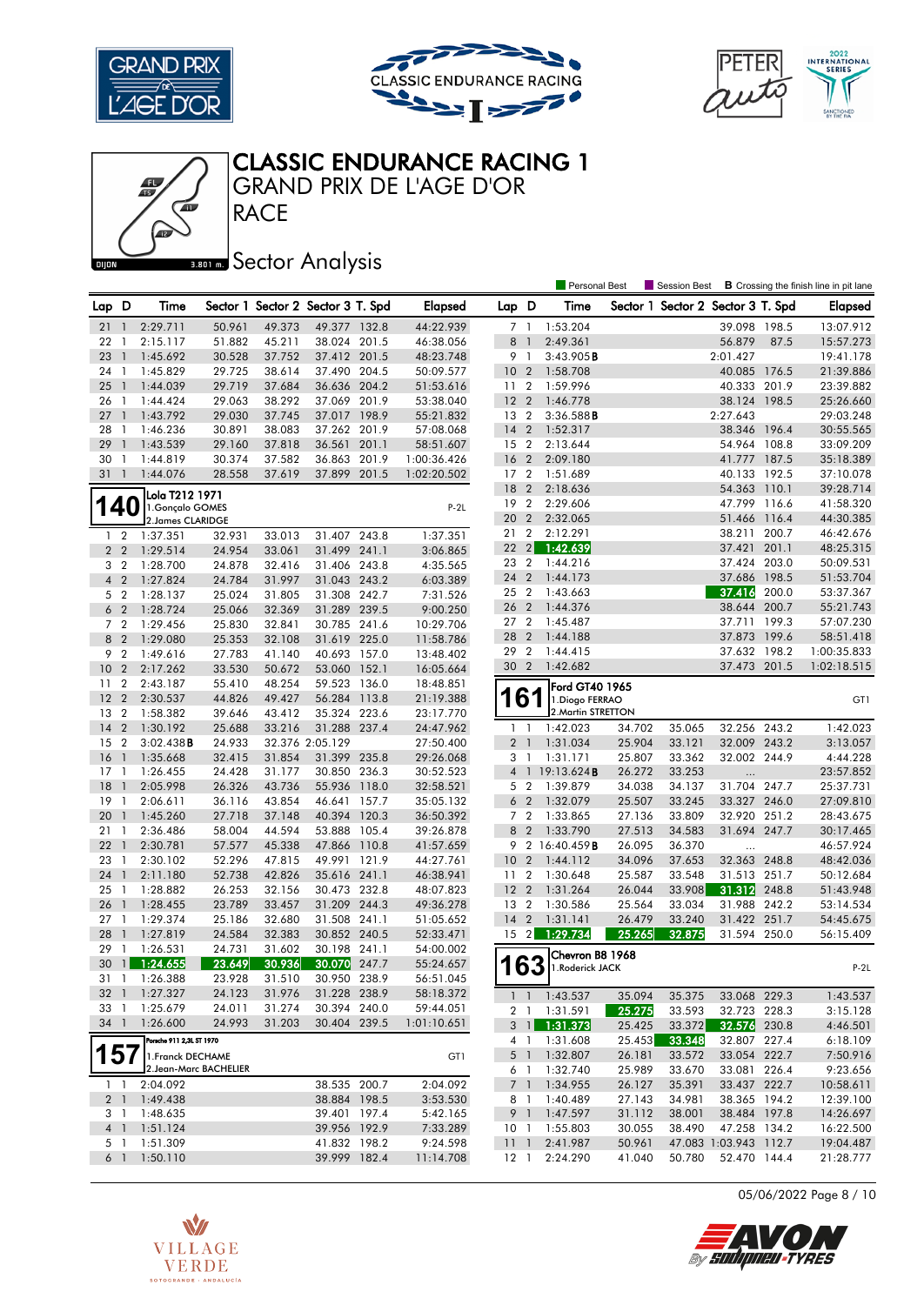# CLASSIC ENDURANCE RACING 1

## GRAND PRIX DE L'AGE D'OR

## RACE

## Sector Analysis

Personal Best | Session Best | **B** Crossing the finish line in pit lane

| Lap | D | Time | Sector 1 | Sector 2 | Sector 3 | T. Spd | Elapsed |
|---|---|---|---|---|---|---|---|
| 21 | 1 | 2:29.711 | 50.961 | 49.373 | 49.377 | 132.8 | 44:22.939 |
| 22 | 1 | 2:15.117 | 51.882 | 45.211 | 38.024 | 201.5 | 46:38.056 |
| 23 | 1 | 1:45.692 | 30.528 | 37.752 | 37.412 | 201.5 | 48:23.748 |
| 24 | 1 | 1:45.829 | 29.725 | 38.614 | 37.490 | 204.5 | 50:09.577 |
| 25 | 1 | 1:44.039 | 29.719 | 37.684 | 36.636 | 204.2 | 51:53.616 |
| 26 | 1 | 1:44.424 | 29.063 | 38.292 | 37.069 | 201.9 | 53:38.040 |
| 27 | 1 | 1:43.792 | 29.030 | 37.745 | 37.017 | 198.9 | 55:21.832 |
| 28 | 1 | 1:46.236 | 30.891 | 38.083 | 37.262 | 201.9 | 57:08.068 |
| 29 | 1 | 1:43.539 | 29.160 | 37.818 | 36.561 | 201.1 | 58:51.607 |
| 30 | 1 | 1:44.819 | 30.374 | 37.582 | 36.863 | 201.9 | 1:00:36.426 |
| 31 | 1 | 1:44.076 | 28.558 | 37.619 | 37.899 | 201.5 | 1:02:20.502 |

### 140 — Lola T212 1971 — P-2L
1.Gonçalo GOMES
2.James CLARIDGE

| Lap | D | Time | Sector 1 | Sector 2 | Sector 3 | T. Spd | Elapsed |
|---|---|---|---|---|---|---|---|
| 1 | 2 | 1:37.351 | 32.931 | 33.013 | 31.407 | 243.8 | 1:37.351 |
| 2 | 2 | 1:29.514 | 24.954 | 33.061 | 31.499 | 241.1 | 3:06.865 |
| 3 | 2 | 1:28.700 | 24.878 | 32.416 | 31.406 | 243.8 | 4:35.565 |
| 4 | 2 | 1:27.824 | 24.784 | 31.997 | 31.043 | 243.2 | 6:03.389 |
| 5 | 2 | 1:28.137 | 25.024 | 31.805 | 31.308 | 242.7 | 7:31.526 |
| 6 | 2 | 1:28.724 | 25.066 | 32.369 | 31.289 | 239.5 | 9:00.250 |
| 7 | 2 | 1:29.456 | 25.830 | 32.841 | 30.785 | 241.6 | 10:29.706 |
| 8 | 2 | 1:29.080 | 25.353 | 32.108 | 31.619 | 225.0 | 11:58.786 |
| 9 | 2 | 1:49.616 | 27.783 | 41.140 | 40.693 | 157.0 | 13:48.402 |
| 10 | 2 | 2:17.262 | 33.530 | 50.672 | 53.060 | 152.1 | 16:05.664 |
| 11 | 2 | 2:43.187 | 55.410 | 48.254 | 59.523 | 136.0 | 18:48.851 |
| 12 | 2 | 2:30.537 | 44.826 | 49.427 | 56.284 | 113.8 | 21:19.388 |
| 13 | 2 | 1:58.382 | 39.646 | 43.412 | 35.324 | 223.6 | 23:17.770 |
| 14 | 2 | 1:30.192 | 25.688 | 33.216 | 31.288 | 237.4 | 24:47.962 |
| 15 | 2 | 3:02.438**B** | 24.933 | 32.376 | 2:05.129 | | 27:50.400 |
| 16 | 1 | 1:35.668 | 32.415 | 31.854 | 31.399 | 235.8 | 29:26.068 |
| 17 | 1 | 1:26.455 | 24.428 | 31.177 | 30.850 | 236.3 | 30:52.523 |
| 18 | 1 | 2:05.998 | 26.326 | 43.736 | 55.936 | 118.0 | 32:58.521 |
| 19 | 1 | 2:06.611 | 36.116 | 43.854 | 46.641 | 157.7 | 35:05.132 |
| 20 | 1 | 1:45.260 | 27.718 | 37.148 | 40.394 | 120.3 | 36:50.392 |
| 21 | 1 | 2:36.486 | 58.004 | 44.594 | 53.888 | 105.4 | 39:26.878 |
| 22 | 1 | 2:30.781 | 57.577 | 45.338 | 47.866 | 110.8 | 41:57.659 |
| 23 | 1 | 2:30.102 | 52.296 | 47.815 | 49.991 | 121.9 | 44:27.761 |
| 24 | 1 | 2:11.180 | 52.738 | 42.826 | 35.616 | 241.1 | 46:38.941 |
| 25 | 1 | 1:28.882 | 26.253 | 32.156 | 30.473 | 232.8 | 48:07.823 |
| 26 | 1 | 1:28.455 | 23.789 | 33.457 | 31.209 | 244.3 | 49:36.278 |
| 27 | 1 | 1:29.374 | 25.186 | 32.680 | 31.508 | 241.1 | 51:05.652 |
| 28 | 1 | 1:27.819 | 24.584 | 32.383 | 30.852 | 240.5 | 52:33.471 |
| 29 | 1 | 1:26.531 | 24.731 | 31.602 | 30.198 | 241.1 | 54:00.002 |
| 30 | 1 | 1:24.655 | 23.649 | 30.936 | 30.070 | 247.7 | 55:24.657 |
| 31 | 1 | 1:26.388 | 23.928 | 31.510 | 30.950 | 238.9 | 56:51.045 |
| 32 | 1 | 1:27.327 | 24.123 | 31.976 | 31.228 | 238.9 | 58:18.372 |
| 33 | 1 | 1:25.679 | 24.011 | 31.274 | 30.394 | 240.0 | 59:44.051 |
| 34 | 1 | 1:26.600 | 24.993 | 31.203 | 30.404 | 239.5 | 1:01:10.651 |

### 157 — Porsche 911 2,5L ST 1970 — GT1
1.Franck DECHAME
2.Jean-Marc BACHELIER

| Lap | D | Time | Sector 1 | Sector 2 | Sector 3 | T. Spd | Elapsed |
|---|---|---|---|---|---|---|---|
| 1 | 1 | 2:04.092 | | | 38.535 | 200.7 | 2:04.092 |
| 2 | 1 | 1:49.438 | | | 38.884 | 198.5 | 3:53.530 |
| 3 | 1 | 1:48.635 | | | 39.401 | 197.4 | 5:42.165 |
| 4 | 1 | 1:51.124 | | | 39.956 | 192.9 | 7:33.289 |
| 5 | 1 | 1:51.309 | | | 41.832 | 198.2 | 9:24.598 |
| 6 | 1 | 1:50.110 | | | 39.999 | 182.4 | 11:14.708 |
| 7 | 1 | 1:53.204 | | | 39.098 | 198.5 | 13:07.912 |
| 8 | 1 | 2:49.361 | | | 56.879 | 87.5 | 15:57.273 |
| 9 | 1 | 3:43.905**B** | | | 2:01.427 | | 19:41.178 |
| 10 | 2 | 1:58.708 | | | 40.085 | 176.5 | 21:39.886 |
| 11 | 2 | 1:59.996 | | | 40.333 | 201.9 | 23:39.882 |
| 12 | 2 | 1:46.778 | | | 38.124 | 198.5 | 25:26.660 |
| 13 | 2 | 3:36.588**B** | | | 2:27.643 | | 29:03.248 |
| 14 | 2 | 1:52.317 | | | 38.346 | 196.4 | 30:55.565 |
| 15 | 2 | 2:13.644 | | | 54.964 | 108.8 | 33:09.209 |
| 16 | 2 | 2:09.180 | | | 41.777 | 187.5 | 35:18.389 |
| 17 | 2 | 1:51.689 | | | 40.133 | 192.5 | 37:10.078 |
| 18 | 2 | 2:18.636 | | | 54.363 | 110.1 | 39:28.714 |
| 19 | 2 | 2:29.606 | | | 47.799 | 116.6 | 41:58.320 |
| 20 | 2 | 2:32.065 | | | 51.466 | 116.4 | 44:30.385 |
| 21 | 2 | 2:12.291 | | | 38.211 | 200.7 | 46:42.676 |
| 22 | 2 | 1:42.639 | | | 37.421 | 201.1 | 48:25.315 |
| 23 | 2 | 1:44.216 | | | 37.424 | 203.0 | 50:09.531 |
| 24 | 2 | 1:44.173 | | | 37.686 | 198.5 | 51:53.704 |
| 25 | 2 | 1:43.663 | | | 37.416 | 200.0 | 53:37.367 |
| 26 | 2 | 1:44.376 | | | 38.644 | 200.7 | 55:21.743 |
| 27 | 2 | 1:45.487 | | | 37.711 | 199.3 | 57:07.230 |
| 28 | 2 | 1:44.188 | | | 37.873 | 199.6 | 58:51.418 |
| 29 | 2 | 1:44.415 | | | 37.632 | 198.2 | 1:00:35.833 |
| 30 | 2 | 1:42.682 | | | 37.473 | 201.5 | 1:02:18.515 |

### 161 — Ford GT40 1965 — GT1
1.Diogo FERRAO
2.Martin STRETTON

| Lap | D | Time | Sector 1 | Sector 2 | Sector 3 | T. Spd | Elapsed |
|---|---|---|---|---|---|---|---|
| 1 | 1 | 1:42.023 | 34.702 | 35.065 | 32.256 | 243.2 | 1:42.023 |
| 2 | 1 | 1:31.034 | 25.904 | 33.121 | 32.009 | 243.2 | 3:13.057 |
| 3 | 1 | 1:31.171 | 25.807 | 33.362 | 32.002 | 244.9 | 4:44.228 |
| 4 | 1 | 19:13.624**B** | 26.272 | 33.253 | ... | | 23:57.852 |
| 5 | 2 | 1:39.879 | 34.038 | 34.137 | 31.704 | 247.7 | 25:37.731 |
| 6 | 2 | 1:32.079 | 25.507 | 33.245 | 33.327 | 246.0 | 27:09.810 |
| 7 | 2 | 1:33.865 | 27.136 | 33.809 | 32.920 | 251.2 | 28:43.675 |
| 8 | 2 | 1:33.790 | 27.513 | 34.583 | 31.694 | 247.7 | 30:17.465 |
| 9 | 2 | 16:40.459**B** | 26.095 | 36.370 | ... | | 46:57.924 |
| 10 | 2 | 1:44.112 | 34.096 | 37.653 | 32.363 | 248.8 | 48:42.036 |
| 11 | 2 | 1:30.648 | 25.587 | 33.548 | 31.513 | 251.7 | 50:12.684 |
| 12 | 2 | 1:31.264 | 26.044 | 33.908 | 31.312 | 248.8 | 51:43.948 |
| 13 | 2 | 1:30.586 | 25.564 | 33.034 | 31.988 | 242.2 | 53:14.534 |
| 14 | 2 | 1:31.141 | 26.479 | 33.240 | 31.422 | 251.7 | 54:45.675 |
| 15 | 2 | 1:29.734 | 25.265 | 32.875 | 31.594 | 250.0 | 56:15.409 |

### 163 — Chevron B8 1968 — P-2L
1.Roderick JACK

| Lap | D | Time | Sector 1 | Sector 2 | Sector 3 | T. Spd | Elapsed |
|---|---|---|---|---|---|---|---|
| 1 | 1 | 1:43.537 | 35.094 | 35.375 | 33.068 | 229.3 | 1:43.537 |
| 2 | 1 | 1:31.591 | 25.275 | 33.593 | 32.723 | 228.3 | 3:15.128 |
| 3 | 1 | 1:31.373 | 25.425 | 33.372 | 32.576 | 230.8 | 4:46.501 |
| 4 | 1 | 1:31.608 | 25.453 | 33.348 | 32.807 | 227.4 | 6:18.109 |
| 5 | 1 | 1:32.807 | 26.181 | 33.572 | 33.054 | 222.7 | 7:50.916 |
| 6 | 1 | 1:32.740 | 25.989 | 33.670 | 33.081 | 226.4 | 9:23.656 |
| 7 | 1 | 1:34.955 | 26.127 | 35.391 | 33.437 | 222.7 | 10:58.611 |
| 8 | 1 | 1:40.489 | 27.143 | 34.981 | 38.365 | 194.2 | 12:39.100 |
| 9 | 1 | 1:47.597 | 31.112 | 38.001 | 38.484 | 197.8 | 14:26.697 |
| 10 | 1 | 1:55.803 | 30.055 | 38.490 | 47.258 | 134.2 | 16:22.500 |
| 11 | 1 | 2:41.987 | 50.961 | 47.083 | 1:03.943 | 112.7 | 19:04.487 |
| 12 | 1 | 2:24.290 | 41.040 | 50.780 | 52.470 | 144.4 | 21:28.777 |

05/06/2022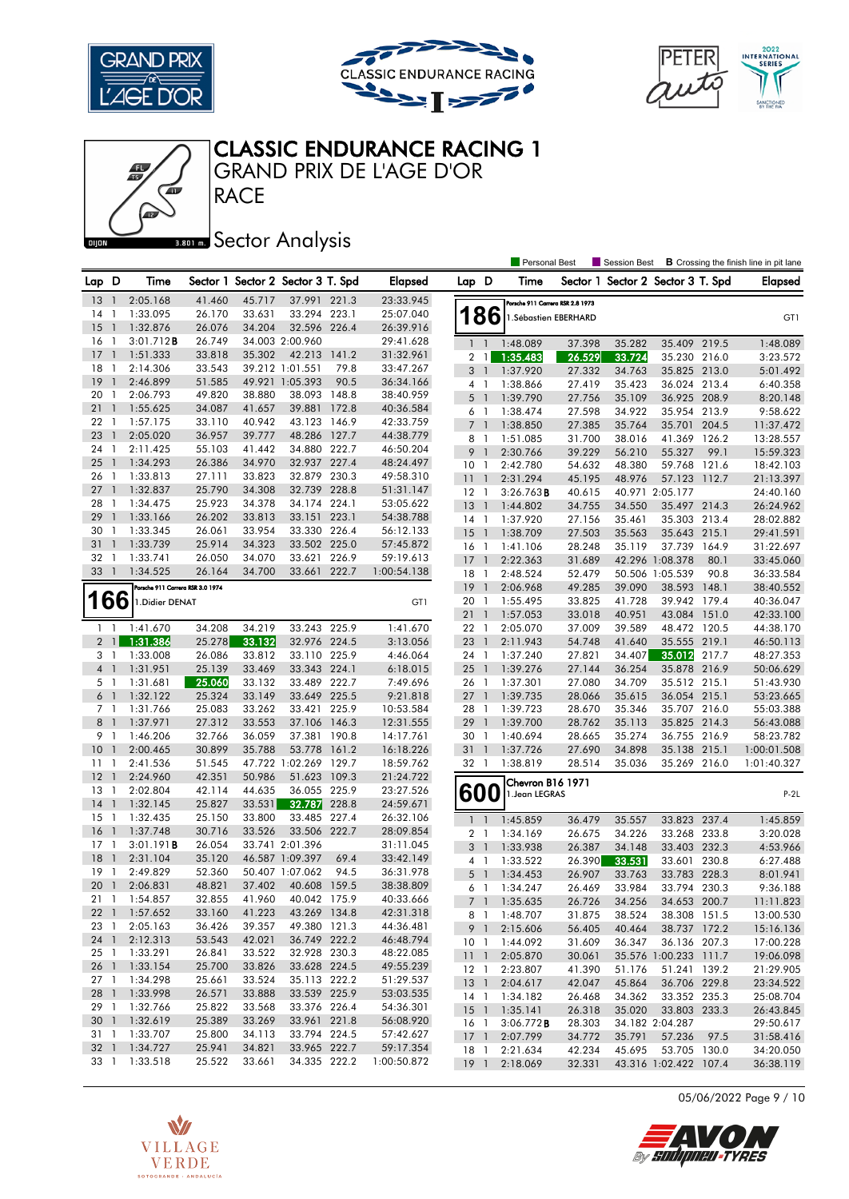# CLASSIC ENDURANCE RACING 1

## GRAND PRIX DE L'AGE D'OR

## RACE

DIJON 3.801 m.

## Sector Analysis

Personal Best | Session Best | **B** Crossing the finish line in pit lane

| Lap | D | Time | Sector 1 | Sector 2 | Sector 3 | T. Spd | Elapsed |
|---|---|---|---|---|---|---|---|
| 13 | 1 | 2:05.168 | 41.460 | 45.717 | 37.991 | 221.3 | 23:33.945 |
| 14 | 1 | 1:33.095 | 26.170 | 33.631 | 33.294 | 223.1 | 25:07.040 |
| 15 | 1 | 1:32.876 | 26.076 | 34.204 | 32.596 | 226.4 | 26:39.916 |
| 16 | 1 | 3:01.712**B** | 26.749 | 34.003 | 2:00.960 | | 29:41.628 |
| 17 | 1 | 1:51.333 | 33.818 | 35.302 | 42.213 | 141.2 | 31:32.961 |
| 18 | 1 | 2:14.306 | 33.543 | 39.212 | 1:01.551 | 79.8 | 33:47.267 |
| 19 | 1 | 2:46.899 | 51.585 | 49.921 | 1:05.393 | 90.5 | 36:34.166 |
| 20 | 1 | 2:06.793 | 49.820 | 38.880 | 38.093 | 148.8 | 38:40.959 |
| 21 | 1 | 1:55.625 | 34.087 | 41.657 | 39.881 | 172.8 | 40:36.584 |
| 22 | 1 | 1:57.175 | 33.110 | 40.942 | 43.123 | 146.9 | 42:33.759 |
| 23 | 1 | 2:05.020 | 36.957 | 39.777 | 48.286 | 127.7 | 44:38.779 |
| 24 | 1 | 2:11.425 | 55.103 | 41.442 | 34.880 | 222.7 | 46:50.204 |
| 25 | 1 | 1:34.293 | 26.386 | 34.970 | 32.937 | 227.4 | 48:24.497 |
| 26 | 1 | 1:33.813 | 27.111 | 33.823 | 32.879 | 230.3 | 49:58.310 |
| 27 | 1 | 1:32.837 | 25.790 | 34.308 | 32.739 | 228.8 | 51:31.147 |
| 28 | 1 | 1:34.475 | 25.923 | 34.378 | 34.174 | 224.1 | 53:05.622 |
| 29 | 1 | 1:33.166 | 26.202 | 33.813 | 33.151 | 223.1 | 54:38.788 |
| 30 | 1 | 1:33.345 | 26.061 | 33.954 | 33.330 | 226.4 | 56:12.133 |
| 31 | 1 | 1:33.739 | 25.914 | 34.323 | 33.502 | 225.0 | 57:45.872 |
| 32 | 1 | 1:33.741 | 26.050 | 34.070 | 33.621 | 226.9 | 59:19.613 |
| 33 | 1 | 1:34.525 | 26.164 | 34.700 | 33.661 | 222.7 | 1:00:54.138 |

**166** — Porsche 911 Carrera RSR 3.0 1974 — 1.Didier DENAT — GT1

| Lap | D | Time | Sector 1 | Sector 2 | Sector 3 | T. Spd | Elapsed |
|---|---|---|---|---|---|---|---|
| 1 | 1 | 1:41.670 | 34.208 | 34.219 | 33.243 | 225.9 | 1:41.670 |
| 2 | 1 | 1:31.386 | 25.278 | 33.132 | 32.976 | 224.5 | 3:13.056 |
| 3 | 1 | 1:33.008 | 26.086 | 33.812 | 33.110 | 225.9 | 4:46.064 |
| 4 | 1 | 1:31.951 | 25.139 | 33.469 | 33.343 | 224.1 | 6:18.015 |
| 5 | 1 | 1:31.681 | 25.060 | 33.132 | 33.489 | 222.7 | 7:49.696 |
| 6 | 1 | 1:32.122 | 25.324 | 33.149 | 33.649 | 225.5 | 9:21.818 |
| 7 | 1 | 1:31.766 | 25.083 | 33.262 | 33.421 | 225.9 | 10:53.584 |
| 8 | 1 | 1:37.971 | 27.312 | 33.553 | 37.106 | 146.3 | 12:31.555 |
| 9 | 1 | 1:46.206 | 32.766 | 36.059 | 37.381 | 190.8 | 14:17.761 |
| 10 | 1 | 2:00.465 | 30.899 | 35.788 | 53.778 | 161.2 | 16:18.226 |
| 11 | 1 | 2:41.536 | 51.545 | 47.722 | 1:02.269 | 129.7 | 18:59.762 |
| 12 | 1 | 2:24.960 | 42.351 | 50.986 | 51.623 | 109.3 | 21:24.722 |
| 13 | 1 | 2:02.804 | 42.114 | 44.635 | 36.055 | 225.9 | 23:27.526 |
| 14 | 1 | 1:32.145 | 25.827 | 33.531 | 32.787 | 228.8 | 24:59.671 |
| 15 | 1 | 1:32.435 | 25.150 | 33.800 | 33.485 | 227.4 | 26:32.106 |
| 16 | 1 | 1:37.748 | 30.716 | 33.526 | 33.506 | 222.7 | 28:09.854 |
| 17 | 1 | 3:01.191**B** | 26.054 | 33.741 | 2:01.396 | | 31:11.045 |
| 18 | 1 | 2:31.104 | 35.120 | 46.587 | 1:09.397 | 69.4 | 33:42.149 |
| 19 | 1 | 2:49.829 | 52.360 | 50.407 | 1:07.062 | 94.5 | 36:31.978 |
| 20 | 1 | 2:06.831 | 48.821 | 37.402 | 40.608 | 159.5 | 38:38.809 |
| 21 | 1 | 1:54.857 | 32.855 | 41.960 | 40.042 | 175.9 | 40:33.666 |
| 22 | 1 | 1:57.652 | 33.160 | 41.223 | 43.269 | 134.8 | 42:31.318 |
| 23 | 1 | 2:05.163 | 36.426 | 39.357 | 49.380 | 121.3 | 44:36.481 |
| 24 | 1 | 2:12.313 | 53.543 | 42.021 | 36.749 | 222.2 | 46:48.794 |
| 25 | 1 | 1:33.291 | 26.841 | 33.522 | 32.928 | 230.3 | 48:22.085 |
| 26 | 1 | 1:33.154 | 25.700 | 33.826 | 33.628 | 224.5 | 49:55.239 |
| 27 | 1 | 1:34.298 | 25.661 | 33.524 | 35.113 | 222.2 | 51:29.537 |
| 28 | 1 | 1:33.998 | 26.571 | 33.888 | 33.539 | 225.9 | 53:03.535 |
| 29 | 1 | 1:32.766 | 25.822 | 33.568 | 33.376 | 226.4 | 54:36.301 |
| 30 | 1 | 1:32.619 | 25.389 | 33.269 | 33.961 | 221.8 | 56:08.920 |
| 31 | 1 | 1:33.707 | 25.800 | 34.113 | 33.794 | 224.5 | 57:42.627 |
| 32 | 1 | 1:34.727 | 25.941 | 34.821 | 33.965 | 222.7 | 59:17.354 |
| 33 | 1 | 1:33.518 | 25.522 | 33.661 | 34.335 | 222.2 | 1:00:50.872 |

**186** — Porsche 911 Carrera RSR 2.8 1973 — 1.Sébastien EBERHARD — GT1

| Lap | D | Time | Sector 1 | Sector 2 | Sector 3 | T. Spd | Elapsed |
|---|---|---|---|---|---|---|---|
| 1 | 1 | 1:48.089 | 37.398 | 35.282 | 35.409 | 219.5 | 1:48.089 |
| 2 | 1 | 1:35.483 | 26.529 | 33.724 | 35.230 | 216.0 | 3:23.572 |
| 3 | 1 | 1:37.920 | 27.332 | 34.763 | 35.825 | 213.0 | 5:01.492 |
| 4 | 1 | 1:38.866 | 27.419 | 35.423 | 36.024 | 213.4 | 6:40.358 |
| 5 | 1 | 1:39.790 | 27.756 | 35.109 | 36.925 | 208.9 | 8:20.148 |
| 6 | 1 | 1:38.474 | 27.598 | 34.922 | 35.954 | 213.9 | 9:58.622 |
| 7 | 1 | 1:38.850 | 27.385 | 35.764 | 35.701 | 204.5 | 11:37.472 |
| 8 | 1 | 1:51.085 | 31.700 | 38.016 | 41.369 | 126.2 | 13:28.557 |
| 9 | 1 | 2:30.766 | 39.229 | 56.210 | 55.327 | 99.1 | 15:59.323 |
| 10 | 1 | 2:42.780 | 54.632 | 48.380 | 59.768 | 121.6 | 18:42.103 |
| 11 | 1 | 2:31.294 | 45.195 | 48.976 | 57.123 | 112.7 | 21:13.397 |
| 12 | 1 | 3:26.763**B** | 40.615 | 40.971 | 2:05.177 | | 24:40.160 |
| 13 | 1 | 1:44.802 | 34.755 | 34.550 | 35.497 | 214.3 | 26:24.962 |
| 14 | 1 | 1:37.920 | 27.156 | 35.461 | 35.303 | 213.4 | 28:02.882 |
| 15 | 1 | 1:38.709 | 27.503 | 35.563 | 35.643 | 215.1 | 29:41.591 |
| 16 | 1 | 1:41.106 | 28.248 | 35.119 | 37.739 | 164.9 | 31:22.697 |
| 17 | 1 | 2:22.363 | 31.689 | 42.296 | 1:08.378 | 80.1 | 33:45.060 |
| 18 | 1 | 2:48.524 | 52.479 | 50.506 | 1:05.539 | 90.8 | 36:33.584 |
| 19 | 1 | 2:06.968 | 49.285 | 39.090 | 38.593 | 148.1 | 38:40.552 |
| 20 | 1 | 1:55.495 | 33.825 | 41.728 | 39.942 | 179.4 | 40:36.047 |
| 21 | 1 | 1:57.053 | 33.018 | 40.951 | 43.084 | 151.0 | 42:33.100 |
| 22 | 1 | 2:05.070 | 37.009 | 39.589 | 48.472 | 120.5 | 44:38.170 |
| 23 | 1 | 2:11.943 | 54.748 | 41.640 | 35.555 | 219.1 | 46:50.113 |
| 24 | 1 | 1:37.240 | 27.821 | 34.407 | 35.012 | 217.7 | 48:27.353 |
| 25 | 1 | 1:39.276 | 27.144 | 36.254 | 35.878 | 216.9 | 50:06.629 |
| 26 | 1 | 1:37.301 | 27.080 | 34.709 | 35.512 | 215.1 | 51:43.930 |
| 27 | 1 | 1:39.735 | 28.066 | 35.615 | 36.054 | 215.1 | 53:23.665 |
| 28 | 1 | 1:39.723 | 28.670 | 35.346 | 35.707 | 216.0 | 55:03.388 |
| 29 | 1 | 1:39.700 | 28.762 | 35.113 | 35.825 | 214.3 | 56:43.088 |
| 30 | 1 | 1:40.694 | 28.665 | 35.274 | 36.755 | 216.9 | 58:23.782 |
| 31 | 1 | 1:37.726 | 27.690 | 34.898 | 35.138 | 215.1 | 1:00:01.508 |
| 32 | 1 | 1:38.819 | 28.514 | 35.036 | 35.269 | 216.0 | 1:01:40.327 |

**600** — Chevron B16 1971 — 1.Jean LEGRAS — P-2L

| Lap | D | Time | Sector 1 | Sector 2 | Sector 3 | T. Spd | Elapsed |
|---|---|---|---|---|---|---|---|
| 1 | 1 | 1:45.859 | 36.479 | 35.557 | 33.823 | 237.4 | 1:45.859 |
| 2 | 1 | 1:34.169 | 26.675 | 34.226 | 33.268 | 233.8 | 3:20.028 |
| 3 | 1 | 1:33.938 | 26.387 | 34.148 | 33.403 | 232.3 | 4:53.966 |
| 4 | 1 | 1:33.522 | 26.390 | 33.531 | 33.601 | 230.8 | 6:27.488 |
| 5 | 1 | 1:34.453 | 26.907 | 33.763 | 33.783 | 228.3 | 8:01.941 |
| 6 | 1 | 1:34.247 | 26.469 | 33.984 | 33.794 | 230.3 | 9:36.188 |
| 7 | 1 | 1:35.635 | 26.726 | 34.256 | 34.653 | 200.7 | 11:11.823 |
| 8 | 1 | 1:48.707 | 31.875 | 38.524 | 38.308 | 151.5 | 13:00.530 |
| 9 | 1 | 2:15.606 | 56.405 | 40.464 | 38.737 | 172.2 | 15:16.136 |
| 10 | 1 | 1:44.092 | 31.609 | 36.347 | 36.136 | 207.3 | 17:00.228 |
| 11 | 1 | 2:05.870 | 30.061 | 35.576 | 1:00.233 | 111.7 | 19:06.098 |
| 12 | 1 | 2:23.807 | 41.390 | 51.176 | 51.241 | 139.2 | 21:29.905 |
| 13 | 1 | 2:04.617 | 42.047 | 45.864 | 36.706 | 229.8 | 23:34.522 |
| 14 | 1 | 1:34.182 | 26.468 | 34.362 | 33.352 | 235.3 | 25:08.704 |
| 15 | 1 | 1:35.141 | 26.318 | 35.020 | 33.803 | 233.3 | 26:43.845 |
| 16 | 1 | 3:06.772**B** | 28.303 | 34.182 | 2:04.287 | | 29:50.617 |
| 17 | 1 | 2:07.799 | 34.772 | 35.791 | 57.236 | 97.5 | 31:58.416 |
| 18 | 1 | 2:21.634 | 42.234 | 45.695 | 53.705 | 130.0 | 34:20.050 |
| 19 | 1 | 2:18.069 | 32.331 | 43.316 | 1:02.422 | 107.4 | 36:38.119 |

05/06/2022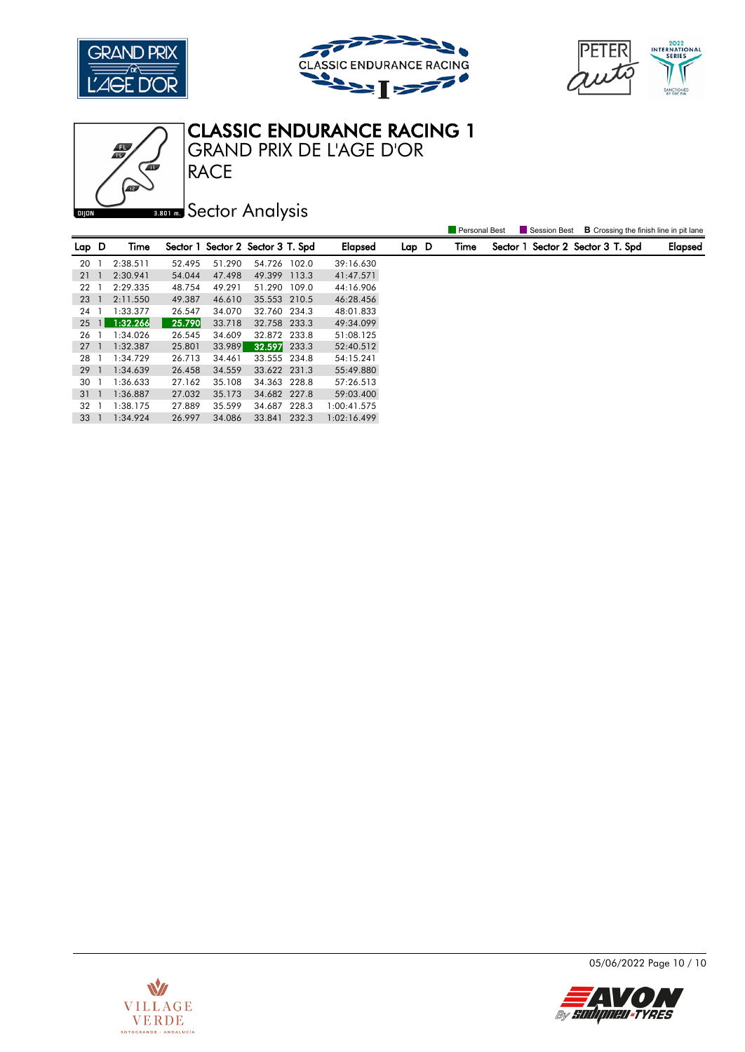# CLASSIC ENDURANCE RACING 1

## GRAND PRIX DE L'AGE D'OR

## RACE

## Sector Analysis

DIJON 3.801 m.

Personal Best | Session Best | **B** Crossing the finish line in pit lane

| Lap | D | Time | Sector 1 | Sector 2 | Sector 3 | T. Spd | Elapsed |
|---|---|---|---|---|---|---|---|
| 20 | 1 | 2:38.511 | 52.495 | 51.290 | 54.726 | 102.0 | 39:16.630 |
| 21 | 1 | 2:30.941 | 54.044 | 47.498 | 49.399 | 113.3 | 41:47.571 |
| 22 | 1 | 2:29.335 | 48.754 | 49.291 | 51.290 | 109.0 | 44:16.906 |
| 23 | 1 | 2:11.550 | 49.387 | 46.610 | 35.553 | 210.5 | 46:28.456 |
| 24 | 1 | 1:33.377 | 26.547 | 34.070 | 32.760 | 234.3 | 48:01.833 |
| 25 | 1 | 1:32.266 | 25.790 | 33.718 | 32.758 | 233.3 | 49:34.099 |
| 26 | 1 | 1:34.026 | 26.545 | 34.609 | 32.872 | 233.8 | 51:08.125 |
| 27 | 1 | 1:32.387 | 25.801 | 33.989 | 32.597 | 233.3 | 52:40.512 |
| 28 | 1 | 1:34.729 | 26.713 | 34.461 | 33.555 | 234.8 | 54:15.241 |
| 29 | 1 | 1:34.639 | 26.458 | 34.559 | 33.622 | 231.3 | 55:49.880 |
| 30 | 1 | 1:36.633 | 27.162 | 35.108 | 34.363 | 228.8 | 57:26.513 |
| 31 | 1 | 1:36.887 | 27.032 | 35.173 | 34.682 | 227.8 | 59:03.400 |
| 32 | 1 | 1:38.175 | 27.889 | 35.599 | 34.687 | 228.3 | 1:00:41.575 |
| 33 | 1 | 1:34.924 | 26.997 | 34.086 | 33.841 | 232.3 | 1:02:16.499 |

05/06/2022